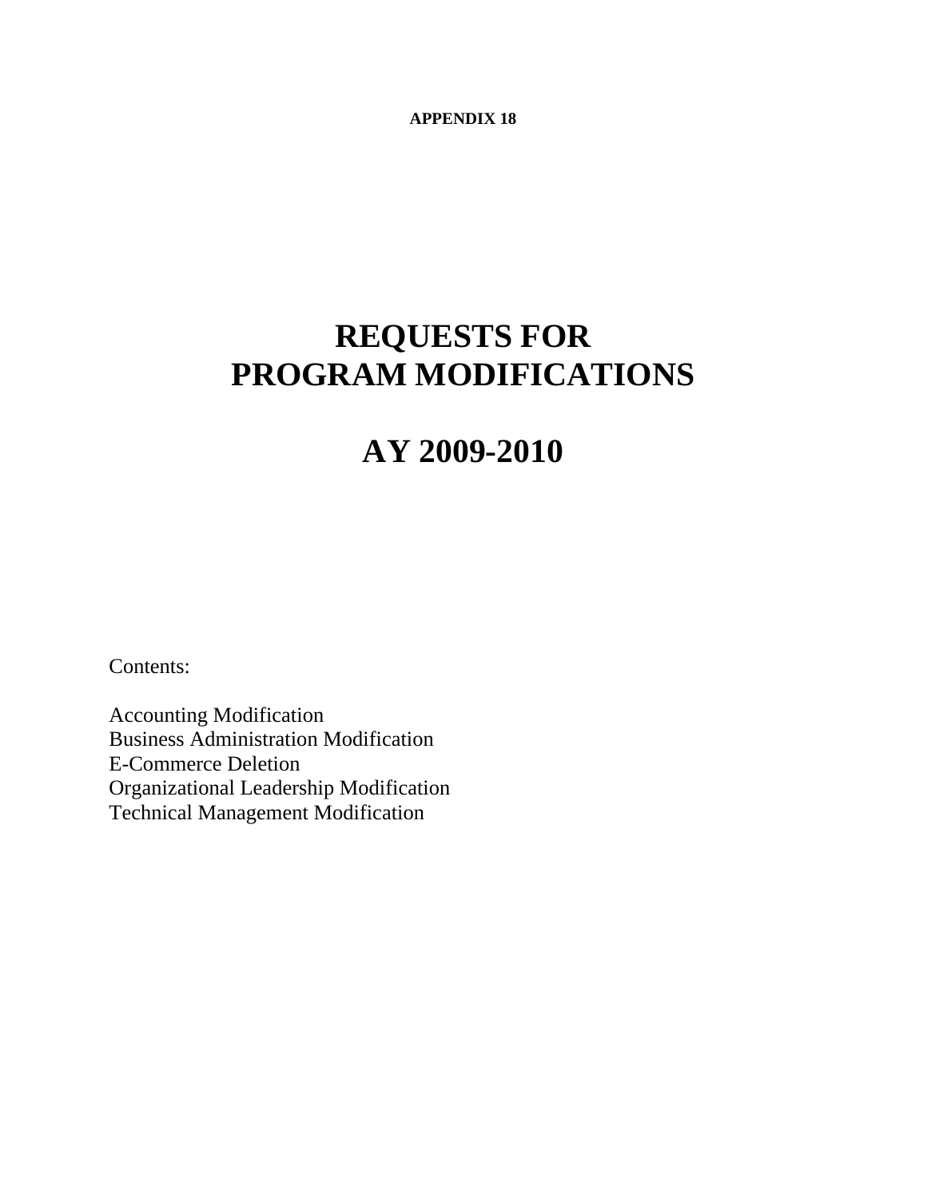**APPENDIX 18**

# REQUESTS FOR PROGRAM MODIFICATIONS

# AY 2009-2010

Contents:

Accounting Modification
Business Administration Modification
E-Commerce Deletion
Organizational Leadership Modification
Technical Management Modification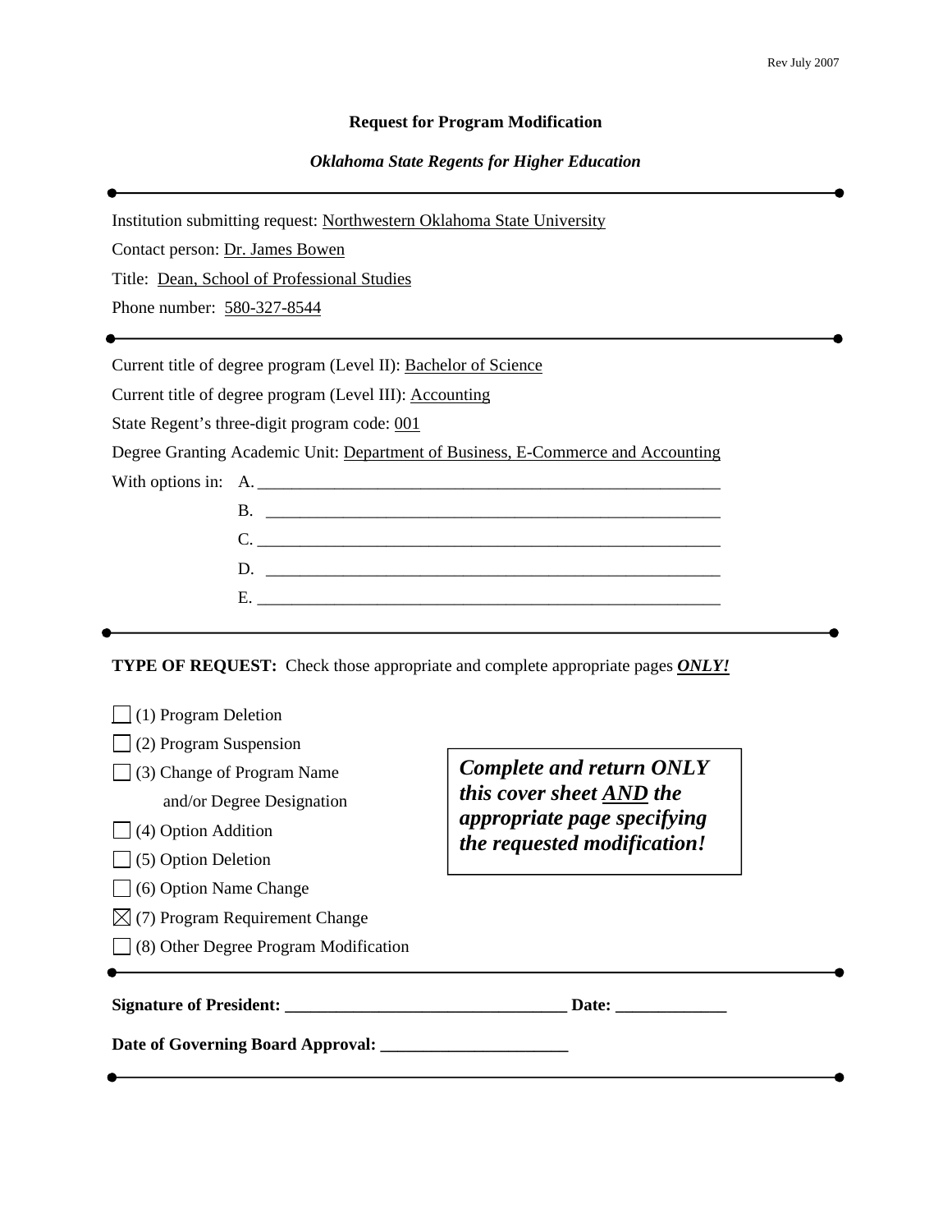Rev July 2007

**Request for Program Modification**

***Oklahoma State Regents for Higher Education***

---

Institution submitting request: Northwestern Oklahoma State University

Contact person: Dr. James Bowen

Title: Dean, School of Professional Studies

Phone number: 580-327-8544

---

Current title of degree program (Level II): Bachelor of Science

Current title of degree program (Level III): Accounting

State Regent's three-digit program code: 001

Degree Granting Academic Unit: Department of Business, E-Commerce and Accounting

With options in:
A. ______________________________
B. ______________________________
C. ______________________________
D. ______________________________
E. ______________________________

---

**TYPE OF REQUEST:** Check those appropriate and complete appropriate pages ***ONLY!***

- ☐ (1) Program Deletion
- ☐ (2) Program Suspension
- ☐ (3) Change of Program Name and/or Degree Designation
- ☐ (4) Option Addition
- ☐ (5) Option Deletion
- ☐ (6) Option Name Change
- ☒ (7) Program Requirement Change
- ☐ (8) Other Degree Program Modification

***Complete and return ONLY this cover sheet AND the appropriate page specifying the requested modification!***

---

**Signature of President: ________________________________ Date: _____________**

**Date of Governing Board Approval: _____________________**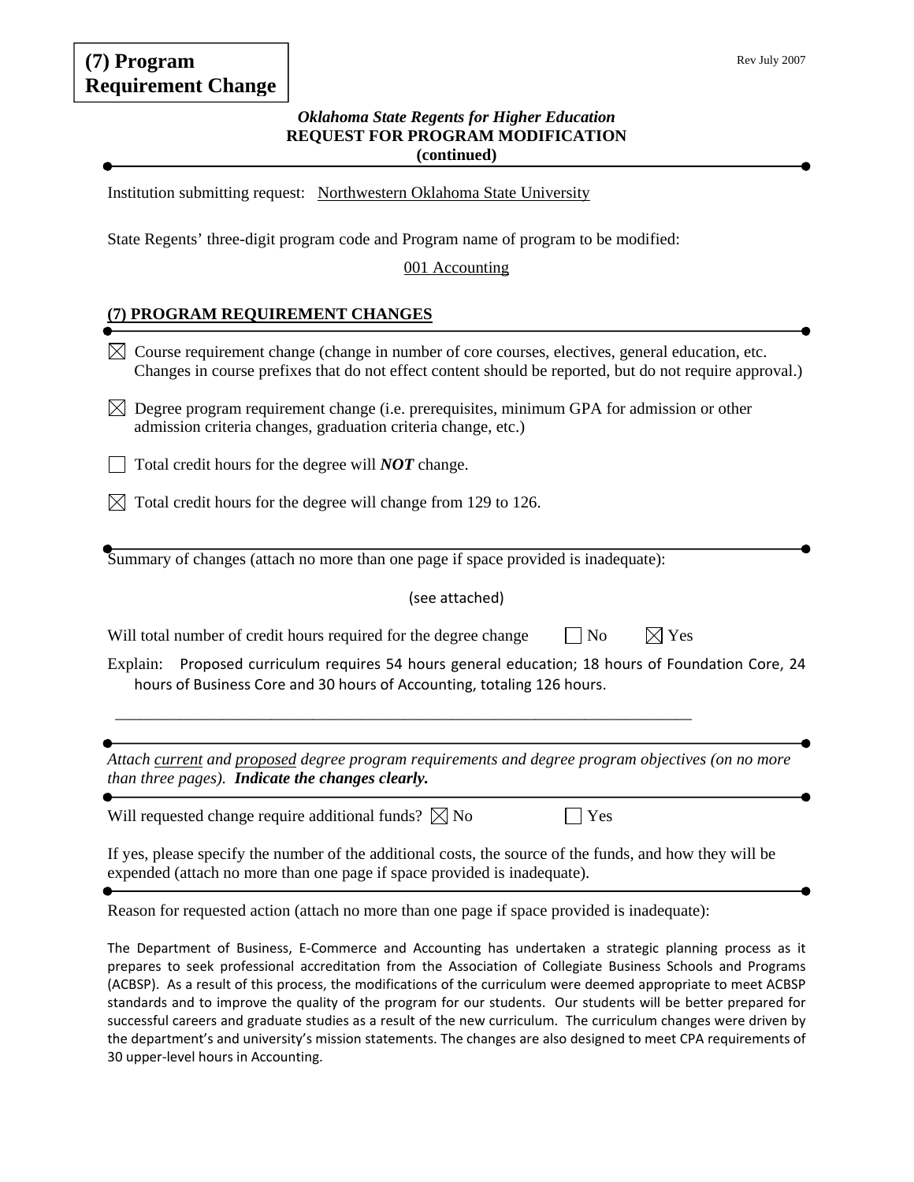# (7) Program Requirement Change

***Oklahoma State Regents for Higher Education***
**REQUEST FOR PROGRAM MODIFICATION**
**(continued)**

---

Institution submitting request: Northwestern Oklahoma State University

State Regents' three-digit program code and Program name of program to be modified:

001 Accounting

## (7) PROGRAM REQUIREMENT CHANGES

---

☒ Course requirement change (change in number of core courses, electives, general education, etc. Changes in course prefixes that do not effect content should be reported, but do not require approval.)

☒ Degree program requirement change (i.e. prerequisites, minimum GPA for admission or other admission criteria changes, graduation criteria change, etc.)

☐ Total credit hours for the degree will ***NOT*** change.

☒ Total credit hours for the degree will change from 129 to 126.

---

Summary of changes (attach no more than one page if space provided is inadequate):

(see attached)

Will total number of credit hours required for the degree change ☐ No ☒ Yes

Explain: Proposed curriculum requires 54 hours general education; 18 hours of Foundation Core, 24 hours of Business Core and 30 hours of Accounting, totaling 126 hours.

---

*Attach current and proposed degree program requirements and degree program objectives (on no more than three pages).* ***Indicate the changes clearly.***

---

Will requested change require additional funds? ☒ No ☐ Yes

If yes, please specify the number of the additional costs, the source of the funds, and how they will be expended (attach no more than one page if space provided is inadequate).

---

Reason for requested action (attach no more than one page if space provided is inadequate):

The Department of Business, E-Commerce and Accounting has undertaken a strategic planning process as it prepares to seek professional accreditation from the Association of Collegiate Business Schools and Programs (ACBSP). As a result of this process, the modifications of the curriculum were deemed appropriate to meet ACBSP standards and to improve the quality of the program for our students. Our students will be better prepared for successful careers and graduate studies as a result of the new curriculum. The curriculum changes were driven by the department's and university's mission statements. The changes are also designed to meet CPA requirements of 30 upper-level hours in Accounting.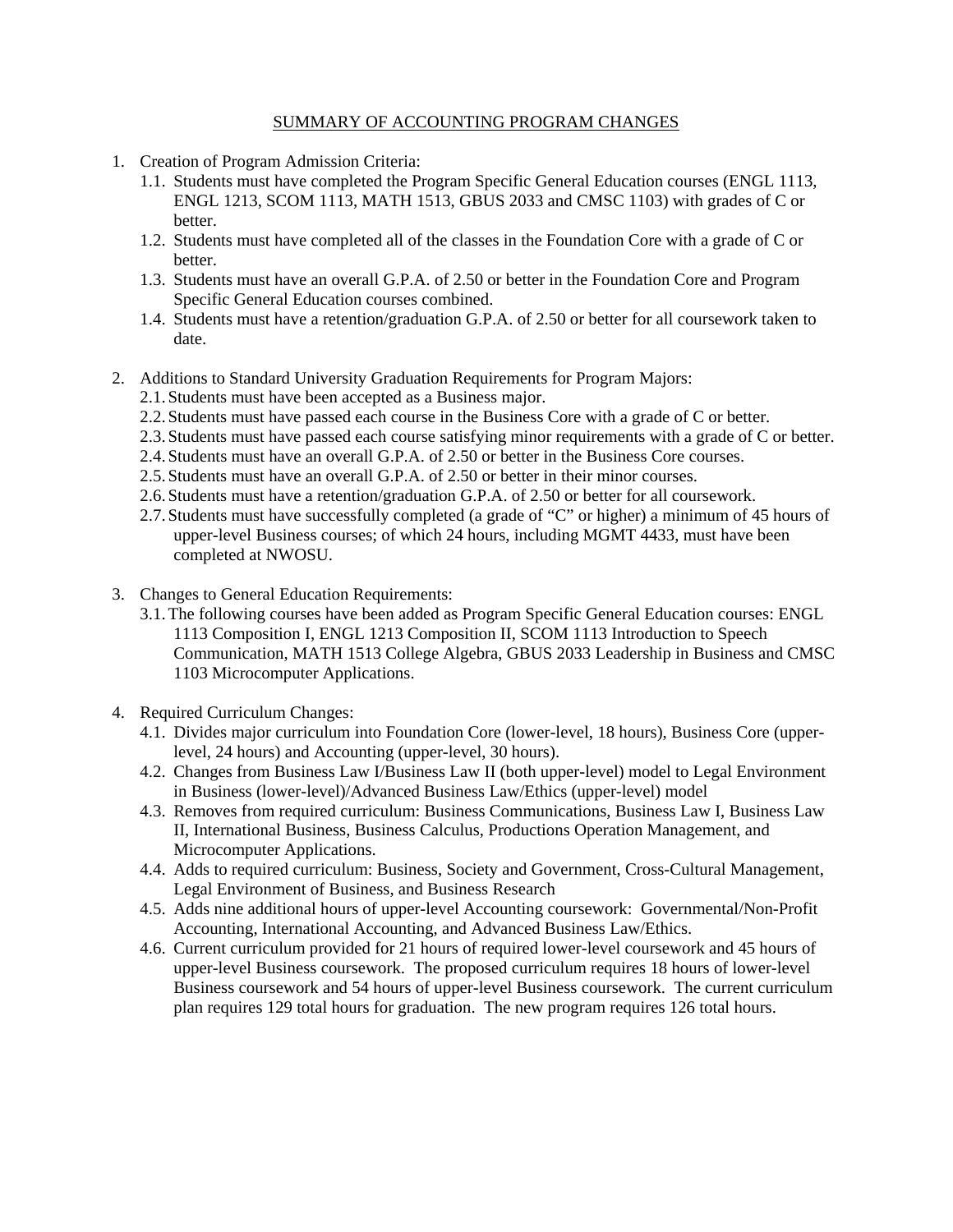<u>SUMMARY OF ACCOUNTING PROGRAM CHANGES</u>

1. Creation of Program Admission Criteria:
   - 1.1. Students must have completed the Program Specific General Education courses (ENGL 1113, ENGL 1213, SCOM 1113, MATH 1513, GBUS 2033 and CMSC 1103) with grades of C or better.
   - 1.2. Students must have completed all of the classes in the Foundation Core with a grade of C or better.
   - 1.3. Students must have an overall G.P.A. of 2.50 or better in the Foundation Core and Program Specific General Education courses combined.
   - 1.4. Students must have a retention/graduation G.P.A. of 2.50 or better for all coursework taken to date.

2. Additions to Standard University Graduation Requirements for Program Majors:
   - 2.1. Students must have been accepted as a Business major.
   - 2.2. Students must have passed each course in the Business Core with a grade of C or better.
   - 2.3. Students must have passed each course satisfying minor requirements with a grade of C or better.
   - 2.4. Students must have an overall G.P.A. of 2.50 or better in the Business Core courses.
   - 2.5. Students must have an overall G.P.A. of 2.50 or better in their minor courses.
   - 2.6. Students must have a retention/graduation G.P.A. of 2.50 or better for all coursework.
   - 2.7. Students must have successfully completed (a grade of "C" or higher) a minimum of 45 hours of upper-level Business courses; of which 24 hours, including MGMT 4433, must have been completed at NWOSU.

3. Changes to General Education Requirements:
   - 3.1. The following courses have been added as Program Specific General Education courses: ENGL 1113 Composition I, ENGL 1213 Composition II, SCOM 1113 Introduction to Speech Communication, MATH 1513 College Algebra, GBUS 2033 Leadership in Business and CMSC 1103 Microcomputer Applications.

4. Required Curriculum Changes:
   - 4.1. Divides major curriculum into Foundation Core (lower-level, 18 hours), Business Core (upper-level, 24 hours) and Accounting (upper-level, 30 hours).
   - 4.2. Changes from Business Law I/Business Law II (both upper-level) model to Legal Environment in Business (lower-level)/Advanced Business Law/Ethics (upper-level) model
   - 4.3. Removes from required curriculum: Business Communications, Business Law I, Business Law II, International Business, Business Calculus, Productions Operation Management, and Microcomputer Applications.
   - 4.4. Adds to required curriculum: Business, Society and Government, Cross-Cultural Management, Legal Environment of Business, and Business Research
   - 4.5. Adds nine additional hours of upper-level Accounting coursework: Governmental/Non-Profit Accounting, International Accounting, and Advanced Business Law/Ethics.
   - 4.6. Current curriculum provided for 21 hours of required lower-level coursework and 45 hours of upper-level Business coursework. The proposed curriculum requires 18 hours of lower-level Business coursework and 54 hours of upper-level Business coursework. The current curriculum plan requires 129 total hours for graduation. The new program requires 126 total hours.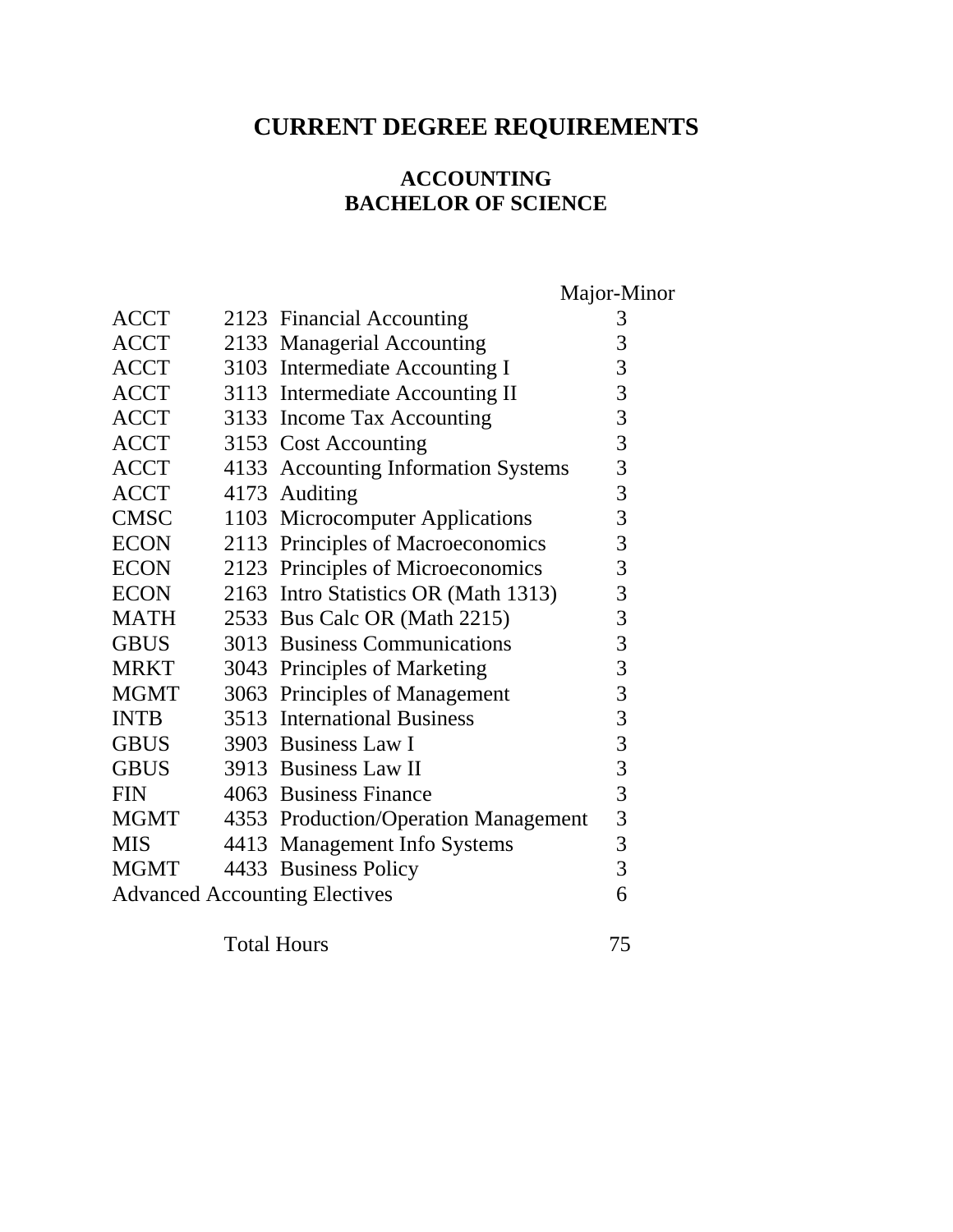# CURRENT DEGREE REQUIREMENTS

## ACCOUNTING
## BACHELOR OF SCIENCE

| | | | Major-Minor |
|---|---|---|---|
| ACCT | 2123 | Financial Accounting | 3 |
| ACCT | 2133 | Managerial Accounting | 3 |
| ACCT | 3103 | Intermediate Accounting I | 3 |
| ACCT | 3113 | Intermediate Accounting II | 3 |
| ACCT | 3133 | Income Tax Accounting | 3 |
| ACCT | 3153 | Cost Accounting | 3 |
| ACCT | 4133 | Accounting Information Systems | 3 |
| ACCT | 4173 | Auditing | 3 |
| CMSC | 1103 | Microcomputer Applications | 3 |
| ECON | 2113 | Principles of Macroeconomics | 3 |
| ECON | 2123 | Principles of Microeconomics | 3 |
| ECON | 2163 | Intro Statistics OR (Math 1313) | 3 |
| MATH | 2533 | Bus Calc OR (Math 2215) | 3 |
| GBUS | 3013 | Business Communications | 3 |
| MRKT | 3043 | Principles of Marketing | 3 |
| MGMT | 3063 | Principles of Management | 3 |
| INTB | 3513 | International Business | 3 |
| GBUS | 3903 | Business Law I | 3 |
| GBUS | 3913 | Business Law II | 3 |
| FIN | 4063 | Business Finance | 3 |
| MGMT | 4353 | Production/Operation Management | 3 |
| MIS | 4413 | Management Info Systems | 3 |
| MGMT | 4433 | Business Policy | 3 |
| Advanced Accounting Electives | | | 6 |
| | Total Hours | | 75 |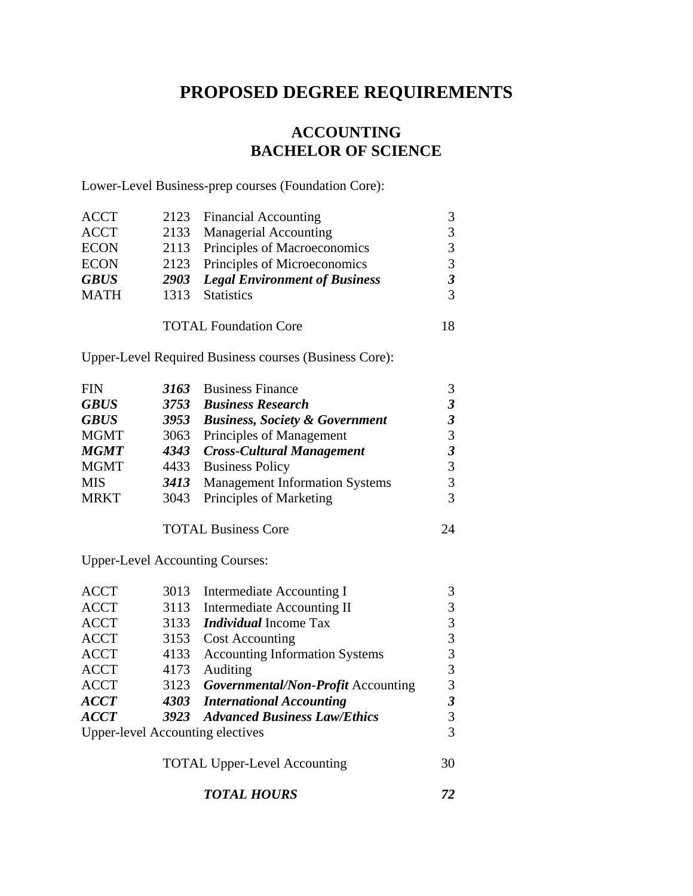# PROPOSED DEGREE REQUIREMENTS

## ACCOUNTING
## BACHELOR OF SCIENCE

Lower-Level Business-prep courses (Foundation Core):

| | | | |
|---|---|---|---|
| ACCT | 2123 | Financial Accounting | 3 |
| ACCT | 2133 | Managerial Accounting | 3 |
| ECON | 2113 | Principles of Macroeconomics | 3 |
| ECON | 2123 | Principles of Microeconomics | 3 |
| ***GBUS*** | ***2903*** | ***Legal Environment of Business*** | ***3*** |
| MATH | 1313 | Statistics | 3 |
| | | TOTAL Foundation Core | 18 |

Upper-Level Required Business courses (Business Core):

| | | | |
|---|---|---|---|
| FIN | ***3163*** | Business Finance | 3 |
| ***GBUS*** | ***3753*** | ***Business Research*** | ***3*** |
| ***GBUS*** | ***3953*** | ***Business, Society & Government*** | ***3*** |
| MGMT | 3063 | Principles of Management | 3 |
| ***MGMT*** | ***4343*** | ***Cross-Cultural Management*** | ***3*** |
| MGMT | 4433 | Business Policy | 3 |
| MIS | ***3413*** | Management Information Systems | 3 |
| MRKT | 3043 | Principles of Marketing | 3 |
| | | TOTAL Business Core | 24 |

Upper-Level Accounting Courses:

| | | | |
|---|---|---|---|
| ACCT | 3013 | Intermediate Accounting I | 3 |
| ACCT | 3113 | Intermediate Accounting II | 3 |
| ACCT | 3133 | ***Individual*** Income Tax | 3 |
| ACCT | 3153 | Cost Accounting | 3 |
| ACCT | 4133 | Accounting Information Systems | 3 |
| ACCT | 4173 | Auditing | 3 |
| ACCT | 3123 | ***Governmental/Non-Profit*** Accounting | 3 |
| ***ACCT*** | ***4303*** | ***International Accounting*** | ***3*** |
| ***ACCT*** | ***3923*** | ***Advanced Business Law/Ethics*** | 3 |
| Upper-level Accounting electives | | | 3 |
| | | TOTAL Upper-Level Accounting | 30 |
| | | ***TOTAL HOURS*** | ***72*** |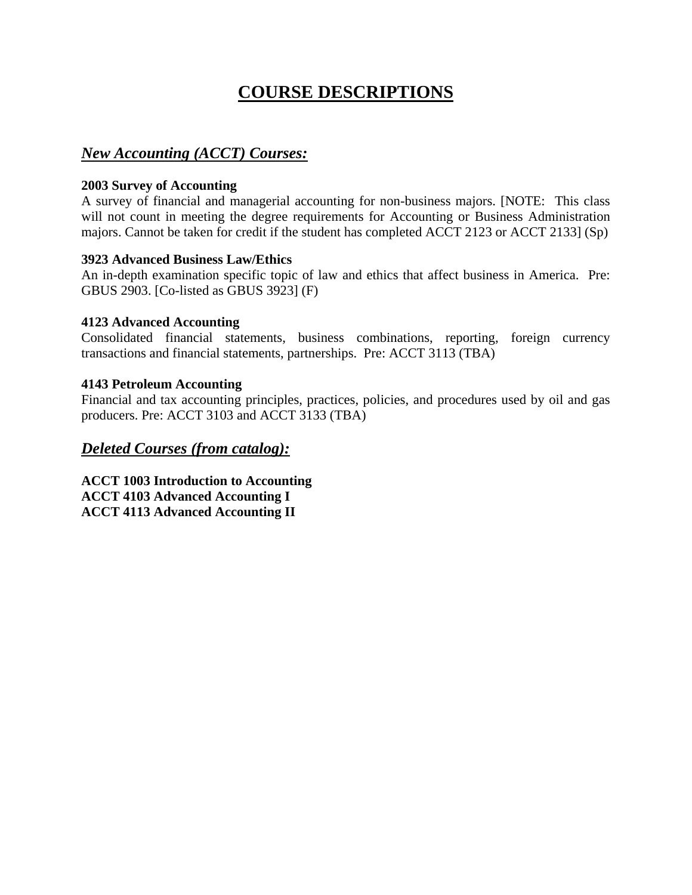# COURSE DESCRIPTIONS

## *New Accounting (ACCT) Courses:*

**2003 Survey of Accounting**
A survey of financial and managerial accounting for non-business majors. [NOTE: This class will not count in meeting the degree requirements for Accounting or Business Administration majors. Cannot be taken for credit if the student has completed ACCT 2123 or ACCT 2133] (Sp)

**3923 Advanced Business Law/Ethics**
An in-depth examination specific topic of law and ethics that affect business in America. Pre: GBUS 2903. [Co-listed as GBUS 3923] (F)

**4123 Advanced Accounting**
Consolidated financial statements, business combinations, reporting, foreign currency transactions and financial statements, partnerships. Pre: ACCT 3113 (TBA)

**4143 Petroleum Accounting**
Financial and tax accounting principles, practices, policies, and procedures used by oil and gas producers. Pre: ACCT 3103 and ACCT 3133 (TBA)

## *Deleted Courses (from catalog):*

**ACCT 1003 Introduction to Accounting**
**ACCT 4103 Advanced Accounting I**
**ACCT 4113 Advanced Accounting II**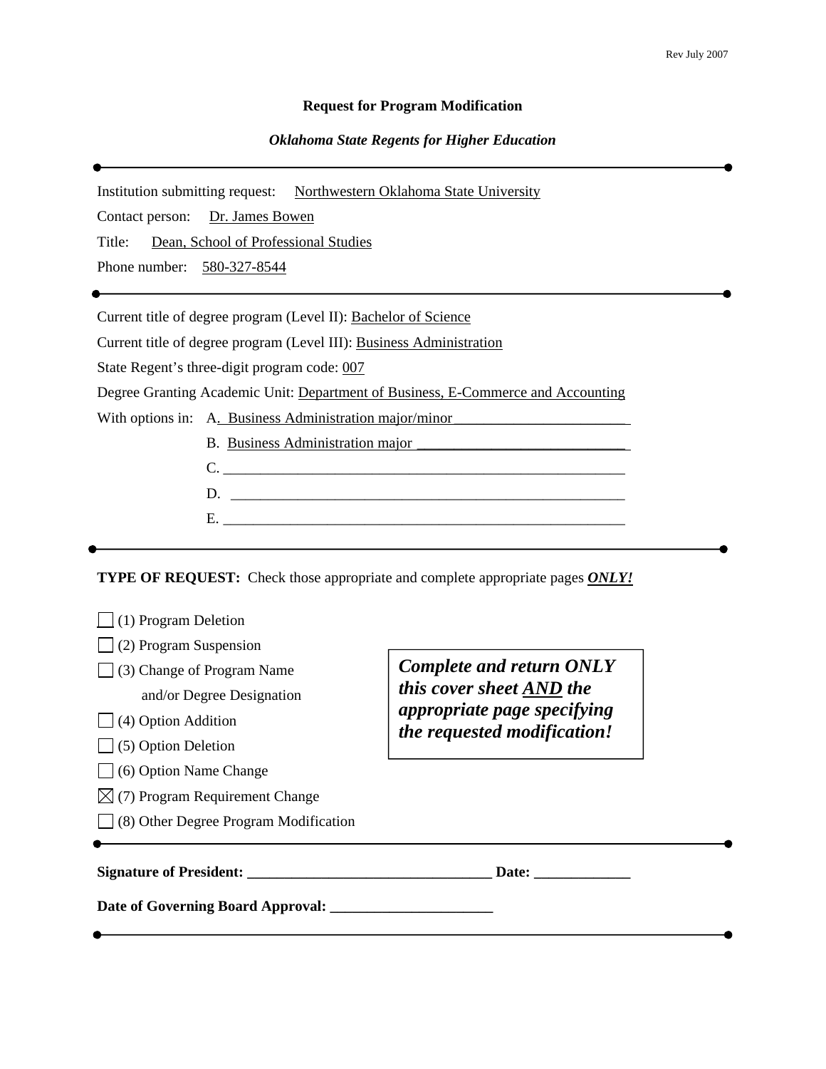# Request for Program Modification

*Oklahoma State Regents for Higher Education*

---

Institution submitting request: Northwestern Oklahoma State University

Contact person: Dr. James Bowen

Title: Dean, School of Professional Studies

Phone number: 580-327-8544

---

Current title of degree program (Level II): Bachelor of Science

Current title of degree program (Level III): Business Administration

State Regent's three-digit program code: 007

Degree Granting Academic Unit: Department of Business, E-Commerce and Accounting

With options in:
A. Business Administration major/minor
B. Business Administration major
C. ______
D. ______
E. ______

---

**TYPE OF REQUEST:** Check those appropriate and complete appropriate pages ***ONLY!***

- ☐ (1) Program Deletion
- ☐ (2) Program Suspension
- ☐ (3) Change of Program Name and/or Degree Designation
- ☐ (4) Option Addition
- ☐ (5) Option Deletion
- ☐ (6) Option Name Change
- ☒ (7) Program Requirement Change
- ☐ (8) Other Degree Program Modification

***Complete and return ONLY this cover sheet AND the appropriate page specifying the requested modification!***

---

**Signature of President: ______________________ Date: __________**

**Date of Governing Board Approval: ______________**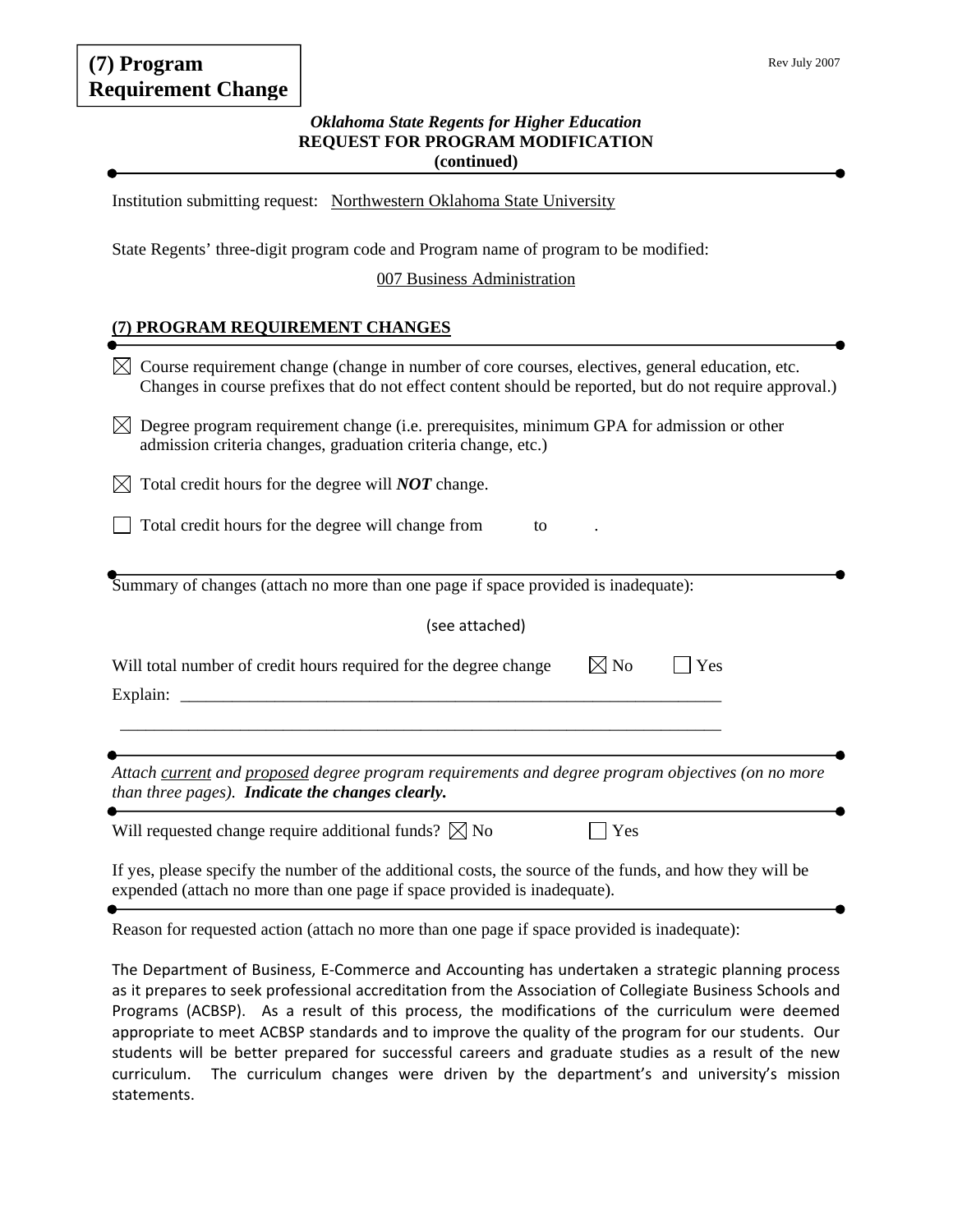**(7) Program Requirement Change**

Rev July 2007

***Oklahoma State Regents for Higher Education***
**REQUEST FOR PROGRAM MODIFICATION**
**(continued)**

Institution submitting request: Northwestern Oklahoma State University

State Regents' three-digit program code and Program name of program to be modified:

007 Business Administration

## (7) PROGRAM REQUIREMENT CHANGES

☒ Course requirement change (change in number of core courses, electives, general education, etc. Changes in course prefixes that do not effect content should be reported, but do not require approval.)

☒ Degree program requirement change (i.e. prerequisites, minimum GPA for admission or other admission criteria changes, graduation criteria change, etc.)

☒ Total credit hours for the degree will ***NOT*** change.

☐ Total credit hours for the degree will change from ____ to ____.

Summary of changes (attach no more than one page if space provided is inadequate):

(see attached)

Will total number of credit hours required for the degree change ☒ No ☐ Yes

Explain: ______________________________________________________________

______________________________________________________________________

*Attach current and proposed degree program requirements and degree program objectives (on no more than three pages).* ***Indicate the changes clearly.***

Will requested change require additional funds? ☒ No ☐ Yes

If yes, please specify the number of the additional costs, the source of the funds, and how they will be expended (attach no more than one page if space provided is inadequate).

Reason for requested action (attach no more than one page if space provided is inadequate):

The Department of Business, E-Commerce and Accounting has undertaken a strategic planning process as it prepares to seek professional accreditation from the Association of Collegiate Business Schools and Programs (ACBSP). As a result of this process, the modifications of the curriculum were deemed appropriate to meet ACBSP standards and to improve the quality of the program for our students. Our students will be better prepared for successful careers and graduate studies as a result of the new curriculum. The curriculum changes were driven by the department's and university's mission statements.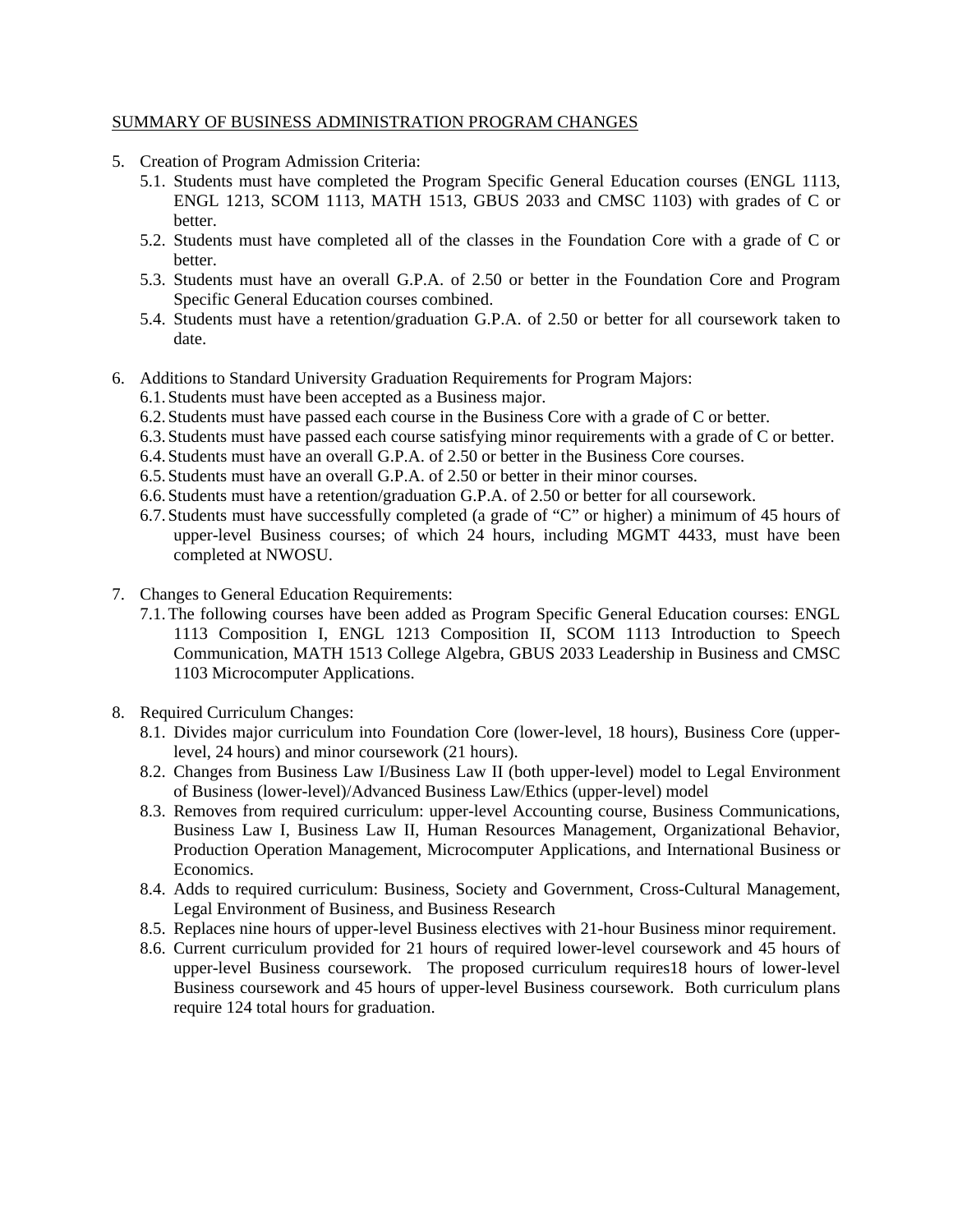SUMMARY OF BUSINESS ADMINISTRATION PROGRAM CHANGES

5. Creation of Program Admission Criteria:
   - 5.1. Students must have completed the Program Specific General Education courses (ENGL 1113, ENGL 1213, SCOM 1113, MATH 1513, GBUS 2033 and CMSC 1103) with grades of C or better.
   - 5.2. Students must have completed all of the classes in the Foundation Core with a grade of C or better.
   - 5.3. Students must have an overall G.P.A. of 2.50 or better in the Foundation Core and Program Specific General Education courses combined.
   - 5.4. Students must have a retention/graduation G.P.A. of 2.50 or better for all coursework taken to date.

6. Additions to Standard University Graduation Requirements for Program Majors:
   - 6.1. Students must have been accepted as a Business major.
   - 6.2. Students must have passed each course in the Business Core with a grade of C or better.
   - 6.3. Students must have passed each course satisfying minor requirements with a grade of C or better.
   - 6.4. Students must have an overall G.P.A. of 2.50 or better in the Business Core courses.
   - 6.5. Students must have an overall G.P.A. of 2.50 or better in their minor courses.
   - 6.6. Students must have a retention/graduation G.P.A. of 2.50 or better for all coursework.
   - 6.7. Students must have successfully completed (a grade of "C" or higher) a minimum of 45 hours of upper-level Business courses; of which 24 hours, including MGMT 4433, must have been completed at NWOSU.

7. Changes to General Education Requirements:
   - 7.1. The following courses have been added as Program Specific General Education courses: ENGL 1113 Composition I, ENGL 1213 Composition II, SCOM 1113 Introduction to Speech Communication, MATH 1513 College Algebra, GBUS 2033 Leadership in Business and CMSC 1103 Microcomputer Applications.

8. Required Curriculum Changes:
   - 8.1. Divides major curriculum into Foundation Core (lower-level, 18 hours), Business Core (upper-level, 24 hours) and minor coursework (21 hours).
   - 8.2. Changes from Business Law I/Business Law II (both upper-level) model to Legal Environment of Business (lower-level)/Advanced Business Law/Ethics (upper-level) model
   - 8.3. Removes from required curriculum: upper-level Accounting course, Business Communications, Business Law I, Business Law II, Human Resources Management, Organizational Behavior, Production Operation Management, Microcomputer Applications, and International Business or Economics.
   - 8.4. Adds to required curriculum: Business, Society and Government, Cross-Cultural Management, Legal Environment of Business, and Business Research
   - 8.5. Replaces nine hours of upper-level Business electives with 21-hour Business minor requirement.
   - 8.6. Current curriculum provided for 21 hours of required lower-level coursework and 45 hours of upper-level Business coursework. The proposed curriculum requires18 hours of lower-level Business coursework and 45 hours of upper-level Business coursework. Both curriculum plans require 124 total hours for graduation.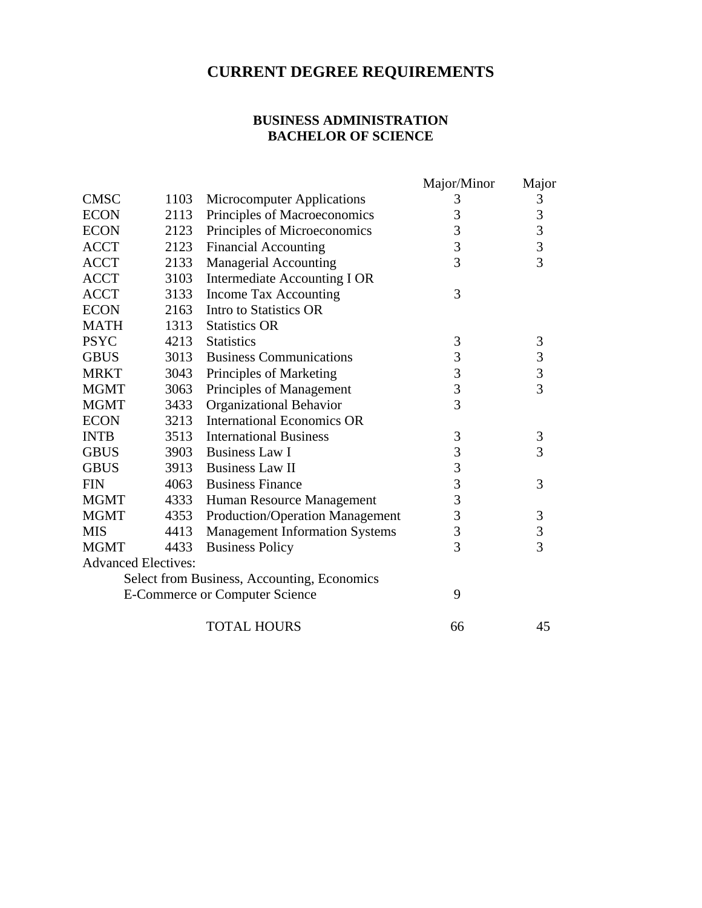# CURRENT DEGREE REQUIREMENTS

## BUSINESS ADMINISTRATION
## BACHELOR OF SCIENCE

| | | | Major/Minor | Major |
|---|---|---|---|---|
| CMSC | 1103 | Microcomputer Applications | 3 | 3 |
| ECON | 2113 | Principles of Macroeconomics | 3 | 3 |
| ECON | 2123 | Principles of Microeconomics | 3 | 3 |
| ACCT | 2123 | Financial Accounting | 3 | 3 |
| ACCT | 2133 | Managerial Accounting | 3 | 3 |
| ACCT | 3103 | Intermediate Accounting I OR | | |
| ACCT | 3133 | Income Tax Accounting | 3 | |
| ECON | 2163 | Intro to Statistics OR | | |
| MATH | 1313 | Statistics OR | | |
| PSYC | 4213 | Statistics | 3 | 3 |
| GBUS | 3013 | Business Communications | 3 | 3 |
| MRKT | 3043 | Principles of Marketing | 3 | 3 |
| MGMT | 3063 | Principles of Management | 3 | 3 |
| MGMT | 3433 | Organizational Behavior | 3 | |
| ECON | 3213 | International Economics OR | | |
| INTB | 3513 | International Business | 3 | 3 |
| GBUS | 3903 | Business Law I | 3 | 3 |
| GBUS | 3913 | Business Law II | 3 | |
| FIN | 4063 | Business Finance | 3 | 3 |
| MGMT | 4333 | Human Resource Management | 3 | |
| MGMT | 4353 | Production/Operation Management | 3 | 3 |
| MIS | 4413 | Management Information Systems | 3 | 3 |
| MGMT | 4433 | Business Policy | 3 | 3 |
| Advanced Electives: | | | | |
| | | Select from Business, Accounting, Economics | | |
| | | E-Commerce or Computer Science | 9 | |
| | | TOTAL HOURS | 66 | 45 |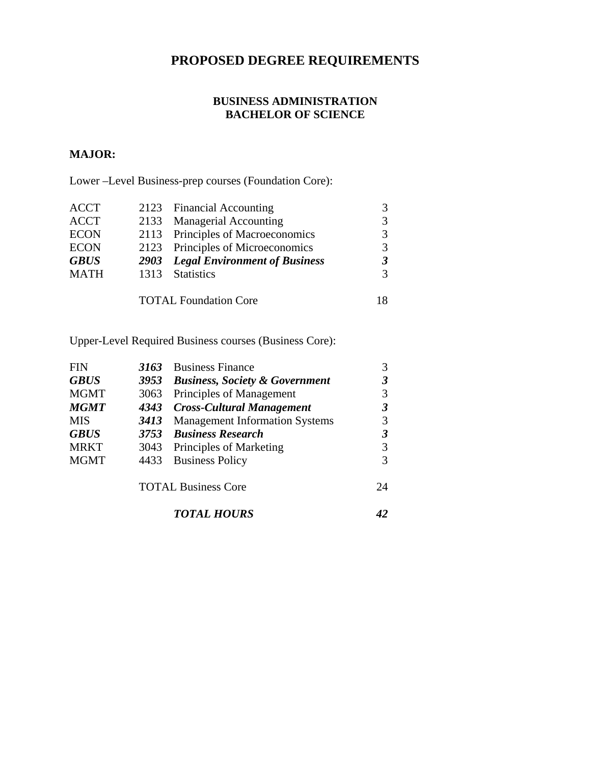# PROPOSED DEGREE REQUIREMENTS

## BUSINESS ADMINISTRATION
## BACHELOR OF SCIENCE

**MAJOR:**

Lower –Level Business-prep courses (Foundation Core):

| | | | |
|---|---|---|---|
| ACCT | 2123 | Financial Accounting | 3 |
| ACCT | 2133 | Managerial Accounting | 3 |
| ECON | 2113 | Principles of Macroeconomics | 3 |
| ECON | 2123 | Principles of Microeconomics | 3 |
| ***GBUS*** | ***2903*** | ***Legal Environment of Business*** | ***3*** |
| MATH | 1313 | Statistics | 3 |
| | | TOTAL Foundation Core | 18 |

Upper-Level Required Business courses (Business Core):

| | | | |
|---|---|---|---|
| FIN | ***3163*** | Business Finance | 3 |
| ***GBUS*** | ***3953*** | ***Business, Society & Government*** | ***3*** |
| MGMT | 3063 | Principles of Management | 3 |
| ***MGMT*** | ***4343*** | ***Cross-Cultural Management*** | ***3*** |
| MIS | ***3413*** | Management Information Systems | 3 |
| ***GBUS*** | ***3753*** | ***Business Research*** | ***3*** |
| MRKT | 3043 | Principles of Marketing | 3 |
| MGMT | 4433 | Business Policy | 3 |
| | | TOTAL Business Core | 24 |
| | | ***TOTAL HOURS*** | ***42*** |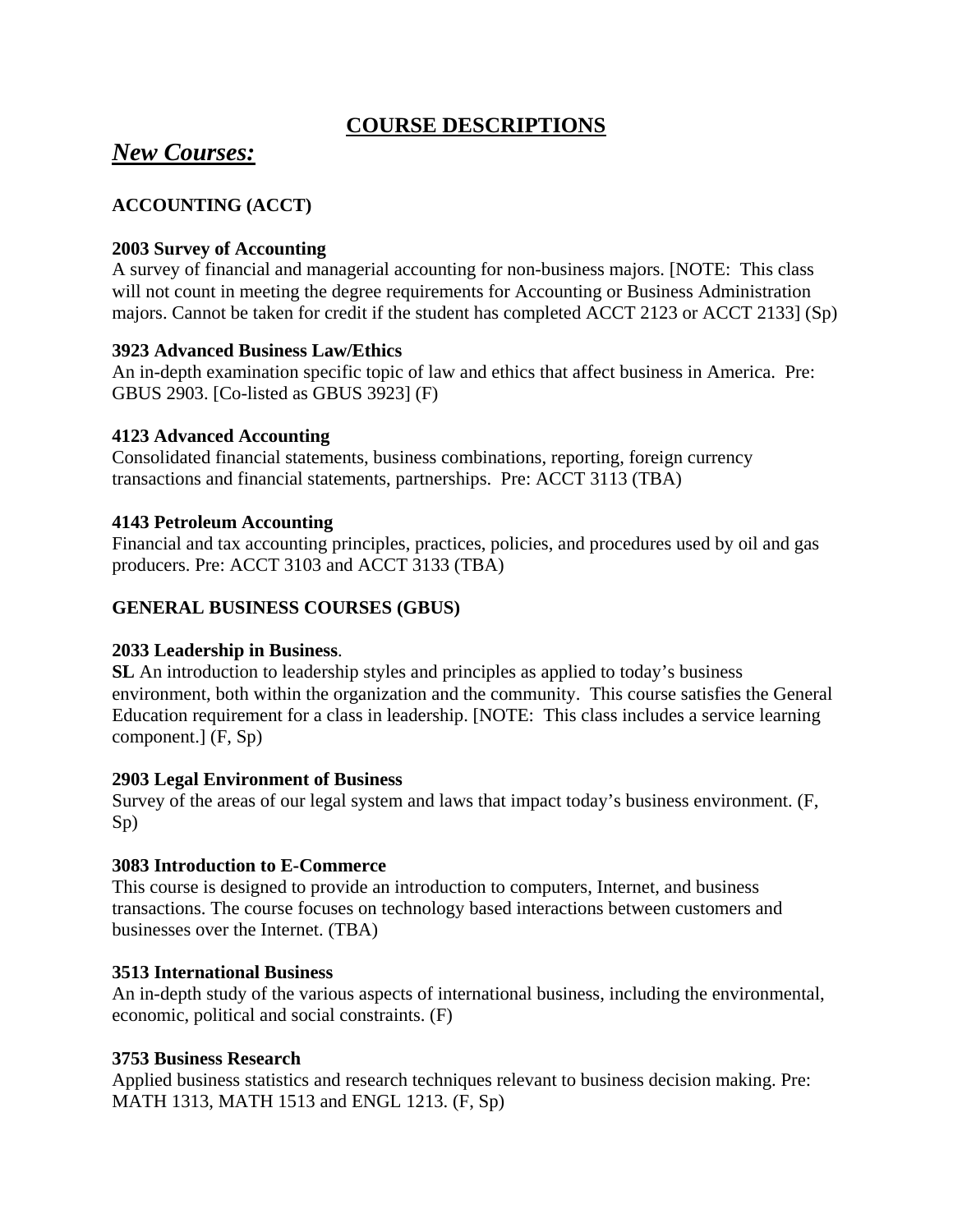# COURSE DESCRIPTIONS

## *New Courses:*

### ACCOUNTING (ACCT)

**2003 Survey of Accounting**
A survey of financial and managerial accounting for non-business majors. [NOTE: This class will not count in meeting the degree requirements for Accounting or Business Administration majors. Cannot be taken for credit if the student has completed ACCT 2123 or ACCT 2133] (Sp)

**3923 Advanced Business Law/Ethics**
An in-depth examination specific topic of law and ethics that affect business in America. Pre: GBUS 2903. [Co-listed as GBUS 3923] (F)

**4123 Advanced Accounting**
Consolidated financial statements, business combinations, reporting, foreign currency transactions and financial statements, partnerships. Pre: ACCT 3113 (TBA)

**4143 Petroleum Accounting**
Financial and tax accounting principles, practices, policies, and procedures used by oil and gas producers. Pre: ACCT 3103 and ACCT 3133 (TBA)

### GENERAL BUSINESS COURSES (GBUS)

**2033 Leadership in Business**.
**SL** An introduction to leadership styles and principles as applied to today's business environment, both within the organization and the community. This course satisfies the General Education requirement for a class in leadership. [NOTE: This class includes a service learning component.] (F, Sp)

**2903 Legal Environment of Business**
Survey of the areas of our legal system and laws that impact today's business environment. (F, Sp)

**3083 Introduction to E-Commerce**
This course is designed to provide an introduction to computers, Internet, and business transactions. The course focuses on technology based interactions between customers and businesses over the Internet. (TBA)

**3513 International Business**
An in-depth study of the various aspects of international business, including the environmental, economic, political and social constraints. (F)

**3753 Business Research**
Applied business statistics and research techniques relevant to business decision making. Pre: MATH 1313, MATH 1513 and ENGL 1213. (F, Sp)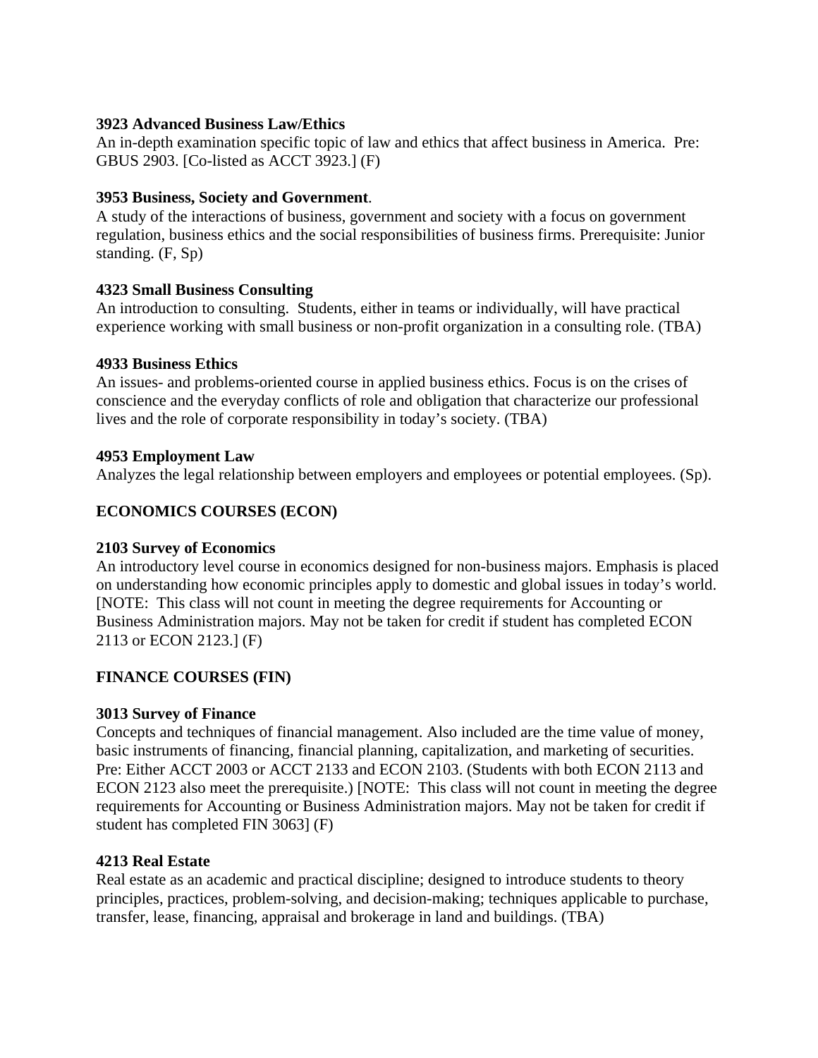**3923 Advanced Business Law/Ethics**
An in-depth examination specific topic of law and ethics that affect business in America. Pre: GBUS 2903. [Co-listed as ACCT 3923.] (F)

**3953 Business, Society and Government**.
A study of the interactions of business, government and society with a focus on government regulation, business ethics and the social responsibilities of business firms. Prerequisite: Junior standing. (F, Sp)

**4323 Small Business Consulting**
An introduction to consulting. Students, either in teams or individually, will have practical experience working with small business or non-profit organization in a consulting role. (TBA)

**4933 Business Ethics**
An issues- and problems-oriented course in applied business ethics. Focus is on the crises of conscience and the everyday conflicts of role and obligation that characterize our professional lives and the role of corporate responsibility in today's society. (TBA)

**4953 Employment Law**
Analyzes the legal relationship between employers and employees or potential employees. (Sp).

## ECONOMICS COURSES (ECON)

**2103 Survey of Economics**
An introductory level course in economics designed for non-business majors. Emphasis is placed on understanding how economic principles apply to domestic and global issues in today's world. [NOTE: This class will not count in meeting the degree requirements for Accounting or Business Administration majors. May not be taken for credit if student has completed ECON 2113 or ECON 2123.] (F)

## FINANCE COURSES (FIN)

**3013 Survey of Finance**
Concepts and techniques of financial management. Also included are the time value of money, basic instruments of financing, financial planning, capitalization, and marketing of securities. Pre: Either ACCT 2003 or ACCT 2133 and ECON 2103. (Students with both ECON 2113 and ECON 2123 also meet the prerequisite.) [NOTE: This class will not count in meeting the degree requirements for Accounting or Business Administration majors. May not be taken for credit if student has completed FIN 3063] (F)

**4213 Real Estate**
Real estate as an academic and practical discipline; designed to introduce students to theory principles, practices, problem-solving, and decision-making; techniques applicable to purchase, transfer, lease, financing, appraisal and brokerage in land and buildings. (TBA)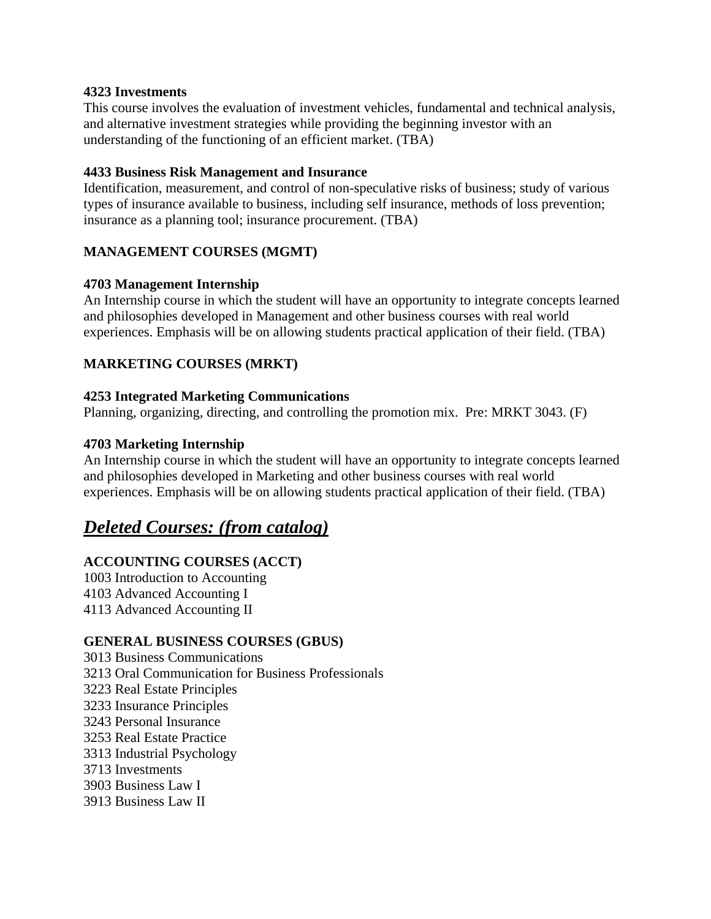**4323 Investments**
This course involves the evaluation of investment vehicles, fundamental and technical analysis, and alternative investment strategies while providing the beginning investor with an understanding of the functioning of an efficient market. (TBA)

**4433 Business Risk Management and Insurance**
Identification, measurement, and control of non-speculative risks of business; study of various types of insurance available to business, including self insurance, methods of loss prevention; insurance as a planning tool; insurance procurement. (TBA)

**MANAGEMENT COURSES (MGMT)**

**4703 Management Internship**
An Internship course in which the student will have an opportunity to integrate concepts learned and philosophies developed in Management and other business courses with real world experiences. Emphasis will be on allowing students practical application of their field. (TBA)

**MARKETING COURSES (MRKT)**

**4253 Integrated Marketing Communications**
Planning, organizing, directing, and controlling the promotion mix. Pre: MRKT 3043. (F)

**4703 Marketing Internship**
An Internship course in which the student will have an opportunity to integrate concepts learned and philosophies developed in Marketing and other business courses with real world experiences. Emphasis will be on allowing students practical application of their field. (TBA)

## ***Deleted Courses: (from catalog)***

**ACCOUNTING COURSES (ACCT)**
1003 Introduction to Accounting
4103 Advanced Accounting I
4113 Advanced Accounting II

**GENERAL BUSINESS COURSES (GBUS)**
3013 Business Communications
3213 Oral Communication for Business Professionals
3223 Real Estate Principles
3233 Insurance Principles
3243 Personal Insurance
3253 Real Estate Practice
3313 Industrial Psychology
3713 Investments
3903 Business Law I
3913 Business Law II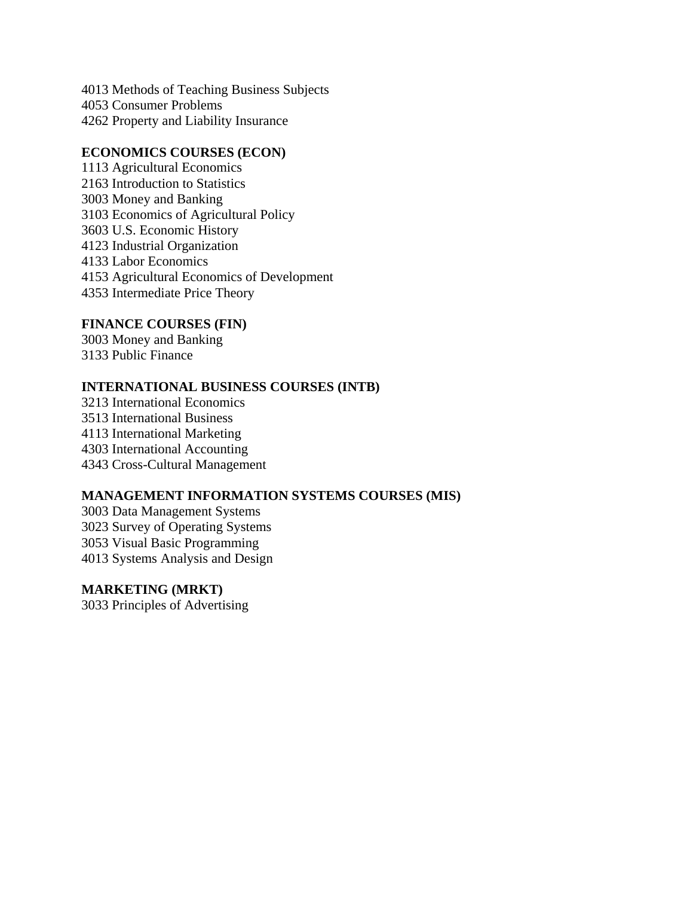4013 Methods of Teaching Business Subjects
4053 Consumer Problems
4262 Property and Liability Insurance

**ECONOMICS COURSES (ECON)**
1113 Agricultural Economics
2163 Introduction to Statistics
3003 Money and Banking
3103 Economics of Agricultural Policy
3603 U.S. Economic History
4123 Industrial Organization
4133 Labor Economics
4153 Agricultural Economics of Development
4353 Intermediate Price Theory

**FINANCE COURSES (FIN)**
3003 Money and Banking
3133 Public Finance

**INTERNATIONAL BUSINESS COURSES (INTB)**
3213 International Economics
3513 International Business
4113 International Marketing
4303 International Accounting
4343 Cross-Cultural Management

**MANAGEMENT INFORMATION SYSTEMS COURSES (MIS)**
3003 Data Management Systems
3023 Survey of Operating Systems
3053 Visual Basic Programming
4013 Systems Analysis and Design

**MARKETING (MRKT)**
3033 Principles of Advertising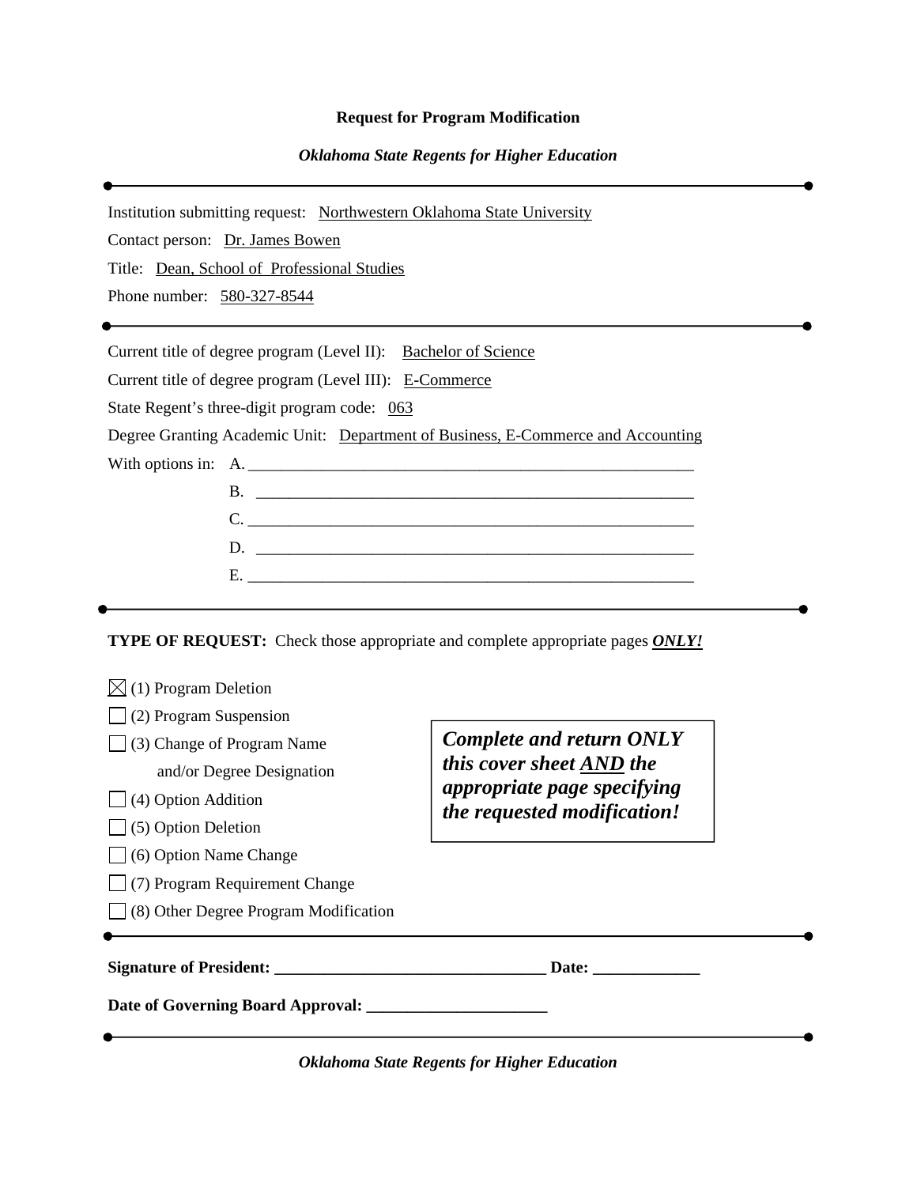**Request for Program Modification**

***Oklahoma State Regents for Higher Education***

---

Institution submitting request: Northwestern Oklahoma State University

Contact person: Dr. James Bowen

Title: Dean, School of Professional Studies

Phone number: 580-327-8544

---

Current title of degree program (Level II): Bachelor of Science

Current title of degree program (Level III): E-Commerce

State Regent's three-digit program code: 063

Degree Granting Academic Unit: Department of Business, E-Commerce and Accounting

With options in: A. ______________________________

B. ______________________________

C. ______________________________

D. ______________________________

E. ______________________________

---

**TYPE OF REQUEST:** Check those appropriate and complete appropriate pages ***ONLY!***

- [x] (1) Program Deletion
- [ ] (2) Program Suspension
- [ ] (3) Change of Program Name and/or Degree Designation
- [ ] (4) Option Addition
- [ ] (5) Option Deletion
- [ ] (6) Option Name Change
- [ ] (7) Program Requirement Change
- [ ] (8) Other Degree Program Modification

***Complete and return ONLY this cover sheet AND the appropriate page specifying the requested modification!***

---

**Signature of President:** ______________________________ **Date:** _____________

**Date of Governing Board Approval:** ______________________

---

***Oklahoma State Regents for Higher Education***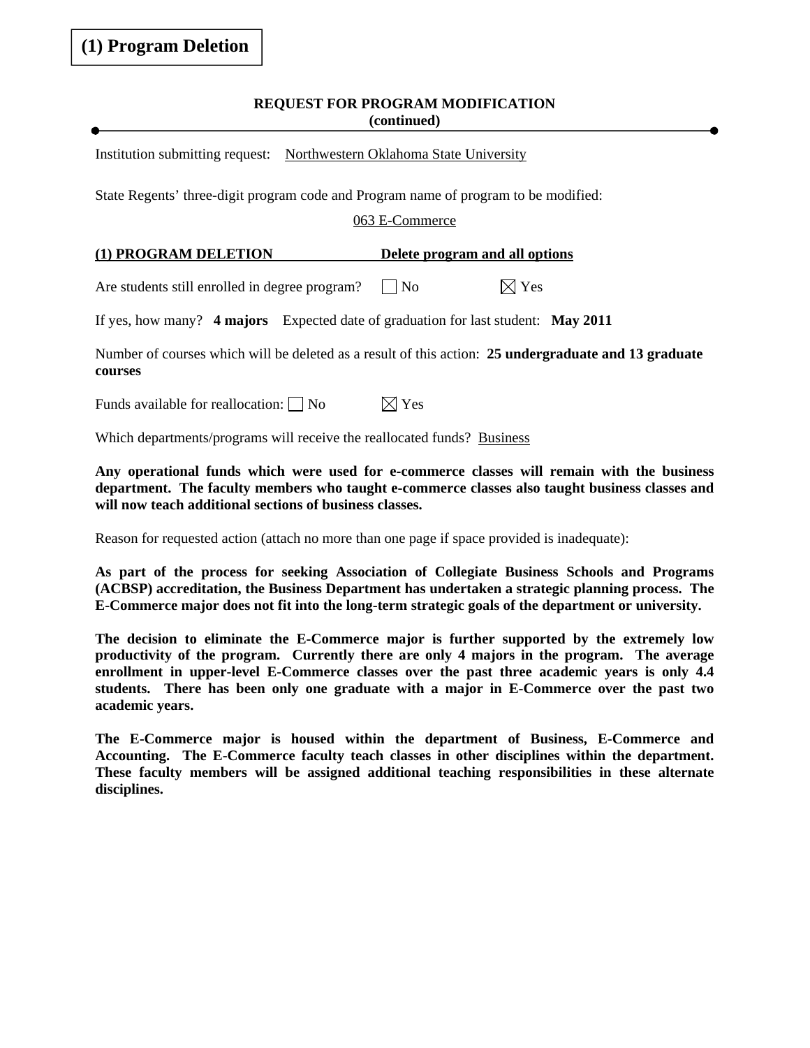**(1) Program Deletion**

**REQUEST FOR PROGRAM MODIFICATION**
**(continued)**

Institution submitting request: Northwestern Oklahoma State University

State Regents' three-digit program code and Program name of program to be modified:

063 E-Commerce

**(1) PROGRAM DELETION** **Delete program and all options**

Are students still enrolled in degree program? ☐ No ☒ Yes

If yes, how many? **4 majors** Expected date of graduation for last student: **May 2011**

Number of courses which will be deleted as a result of this action: **25 undergraduate and 13 graduate courses**

Funds available for reallocation: ☐ No ☒ Yes

Which departments/programs will receive the reallocated funds? Business

**Any operational funds which were used for e-commerce classes will remain with the business department. The faculty members who taught e-commerce classes also taught business classes and will now teach additional sections of business classes.**

Reason for requested action (attach no more than one page if space provided is inadequate):

**As part of the process for seeking Association of Collegiate Business Schools and Programs (ACBSP) accreditation, the Business Department has undertaken a strategic planning process. The E-Commerce major does not fit into the long-term strategic goals of the department or university.**

**The decision to eliminate the E-Commerce major is further supported by the extremely low productivity of the program. Currently there are only 4 majors in the program. The average enrollment in upper-level E-Commerce classes over the past three academic years is only 4.4 students. There has been only one graduate with a major in E-Commerce over the past two academic years.**

**The E-Commerce major is housed within the department of Business, E-Commerce and Accounting. The E-Commerce faculty teach classes in other disciplines within the department. These faculty members will be assigned additional teaching responsibilities in these alternate disciplines.**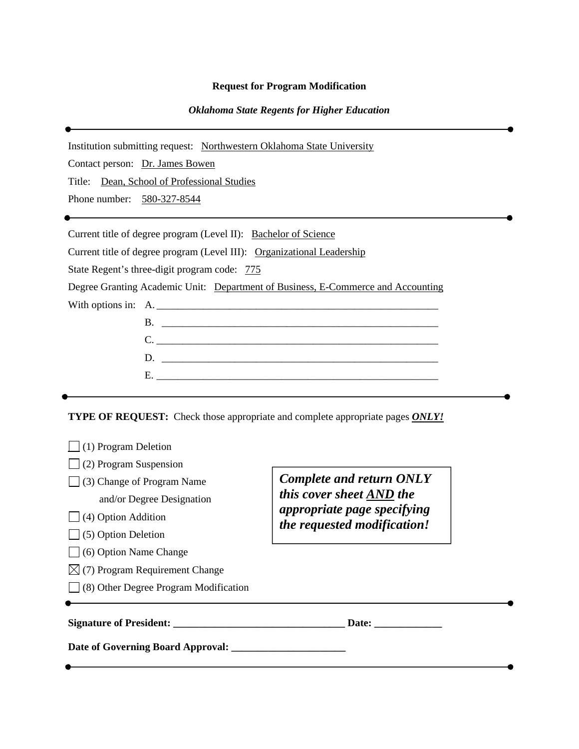**Request for Program Modification**

***Oklahoma State Regents for Higher Education***

---

Institution submitting request: Northwestern Oklahoma State University

Contact person: Dr. James Bowen

Title: Dean, School of Professional Studies

Phone number: 580-327-8544

---

Current title of degree program (Level II): Bachelor of Science

Current title of degree program (Level III): Organizational Leadership

State Regent's three-digit program code: 775

Degree Granting Academic Unit: Department of Business, E-Commerce and Accounting

With options in: A. ________________________________________________

B. ________________________________________________

C. ________________________________________________

D. ________________________________________________

E. ________________________________________________

---

**TYPE OF REQUEST:** Check those appropriate and complete appropriate pages ***ONLY!***

- ☐ (1) Program Deletion
- ☐ (2) Program Suspension
- ☐ (3) Change of Program Name and/or Degree Designation
- ☐ (4) Option Addition
- ☐ (5) Option Deletion
- ☐ (6) Option Name Change
- ☒ (7) Program Requirement Change
- ☐ (8) Other Degree Program Modification

***Complete and return ONLY this cover sheet AND the appropriate page specifying the requested modification!***

---

**Signature of President:** ________________________________ **Date:** _____________

**Date of Governing Board Approval:** ______________________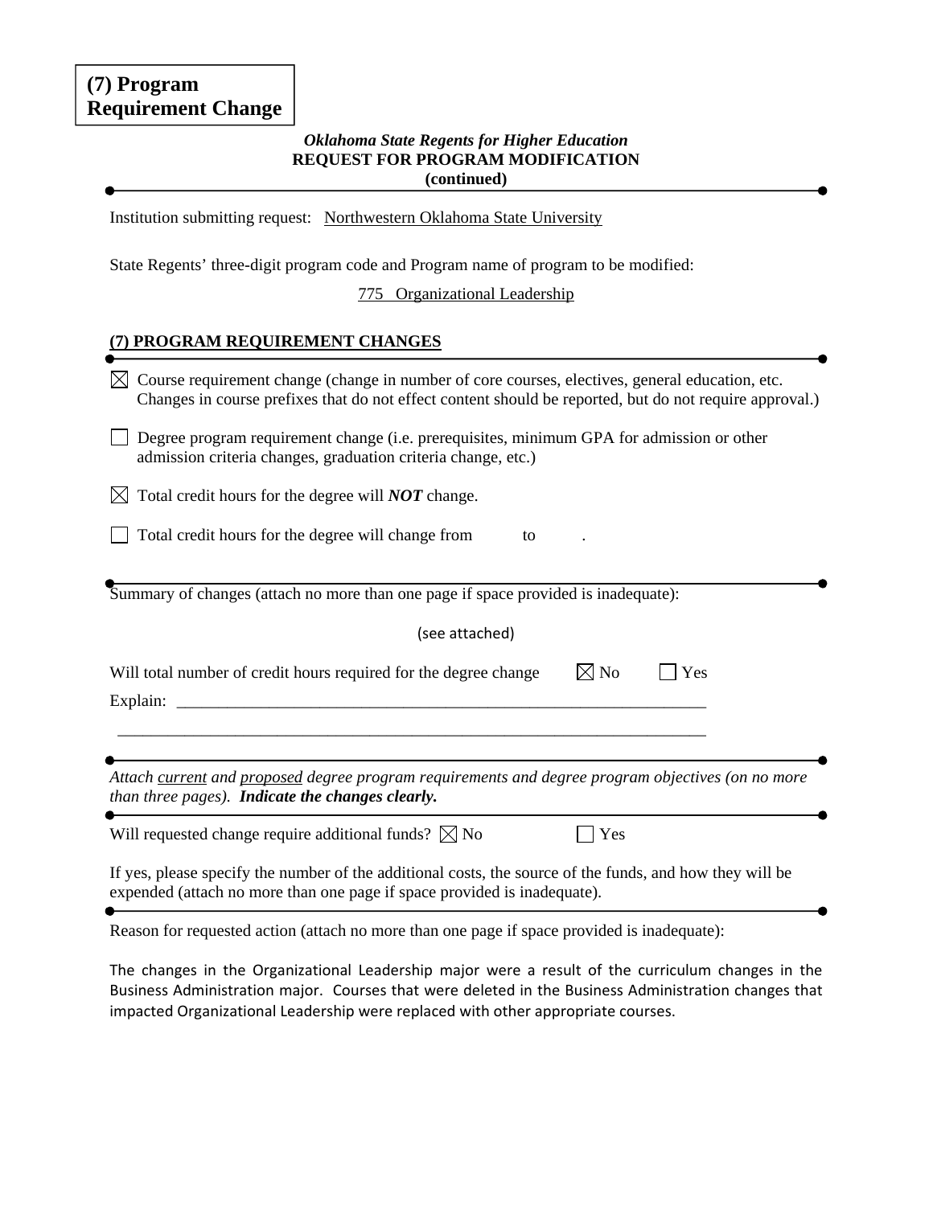**(7) Program Requirement Change**

***Oklahoma State Regents for Higher Education***
**REQUEST FOR PROGRAM MODIFICATION**
**(continued)**

Institution submitting request: Northwestern Oklahoma State University

State Regents' three-digit program code and Program name of program to be modified:

775 Organizational Leadership

**(7) PROGRAM REQUIREMENT CHANGES**

☒ Course requirement change (change in number of core courses, electives, general education, etc. Changes in course prefixes that do not effect content should be reported, but do not require approval.)

☐ Degree program requirement change (i.e. prerequisites, minimum GPA for admission or other admission criteria changes, graduation criteria change, etc.)

☒ Total credit hours for the degree will ***NOT*** change.

☐ Total credit hours for the degree will change from ____ to ____.

Summary of changes (attach no more than one page if space provided is inadequate):

(see attached)

Will total number of credit hours required for the degree change ☒ No ☐ Yes

Explain: ________________________________________________________________

________________________________________________________________________

*Attach current and proposed degree program requirements and degree program objectives (on no more than three pages).* ***Indicate the changes clearly.***

Will requested change require additional funds? ☒ No ☐ Yes

If yes, please specify the number of the additional costs, the source of the funds, and how they will be expended (attach no more than one page if space provided is inadequate).

Reason for requested action (attach no more than one page if space provided is inadequate):

The changes in the Organizational Leadership major were a result of the curriculum changes in the Business Administration major. Courses that were deleted in the Business Administration changes that impacted Organizational Leadership were replaced with other appropriate courses.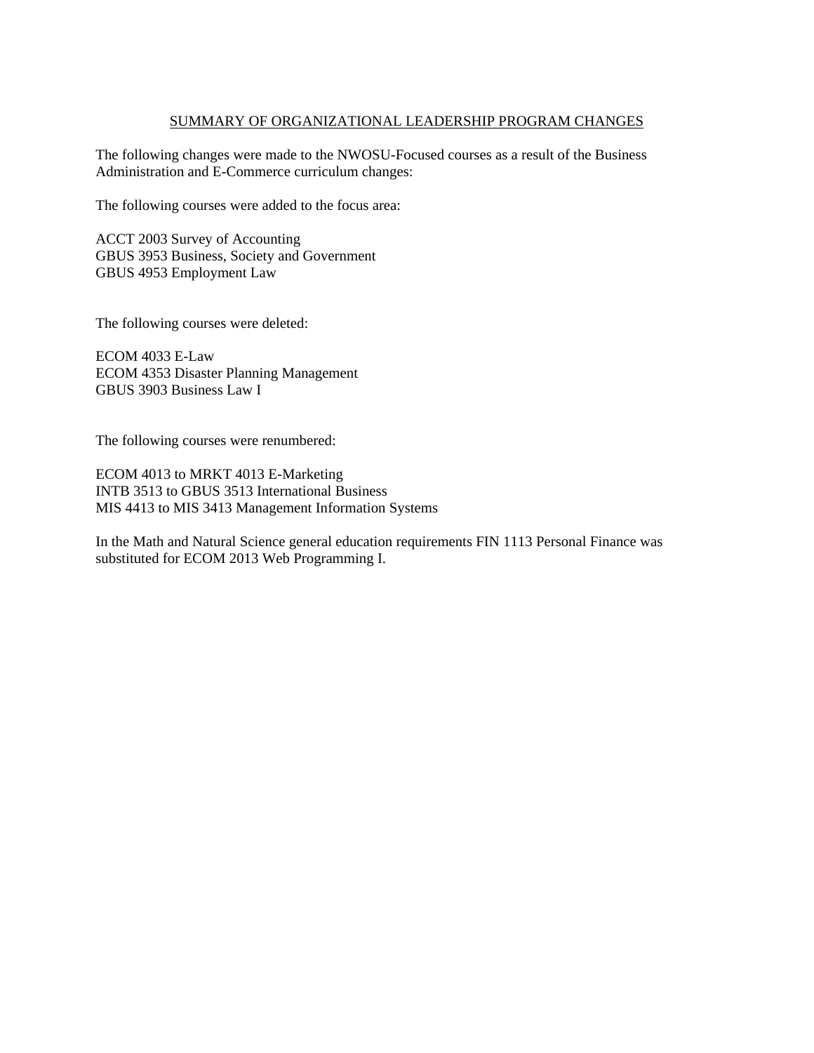## SUMMARY OF ORGANIZATIONAL LEADERSHIP PROGRAM CHANGES

The following changes were made to the NWOSU-Focused courses as a result of the Business Administration and E-Commerce curriculum changes:

The following courses were added to the focus area:

ACCT 2003 Survey of Accounting
GBUS 3953 Business, Society and Government
GBUS 4953 Employment Law

The following courses were deleted:

ECOM 4033 E-Law
ECOM 4353 Disaster Planning Management
GBUS 3903 Business Law I

The following courses were renumbered:

ECOM 4013 to MRKT 4013 E-Marketing
INTB 3513 to GBUS 3513 International Business
MIS 4413 to MIS 3413 Management Information Systems

In the Math and Natural Science general education requirements FIN 1113 Personal Finance was substituted for ECOM 2013 Web Programming I.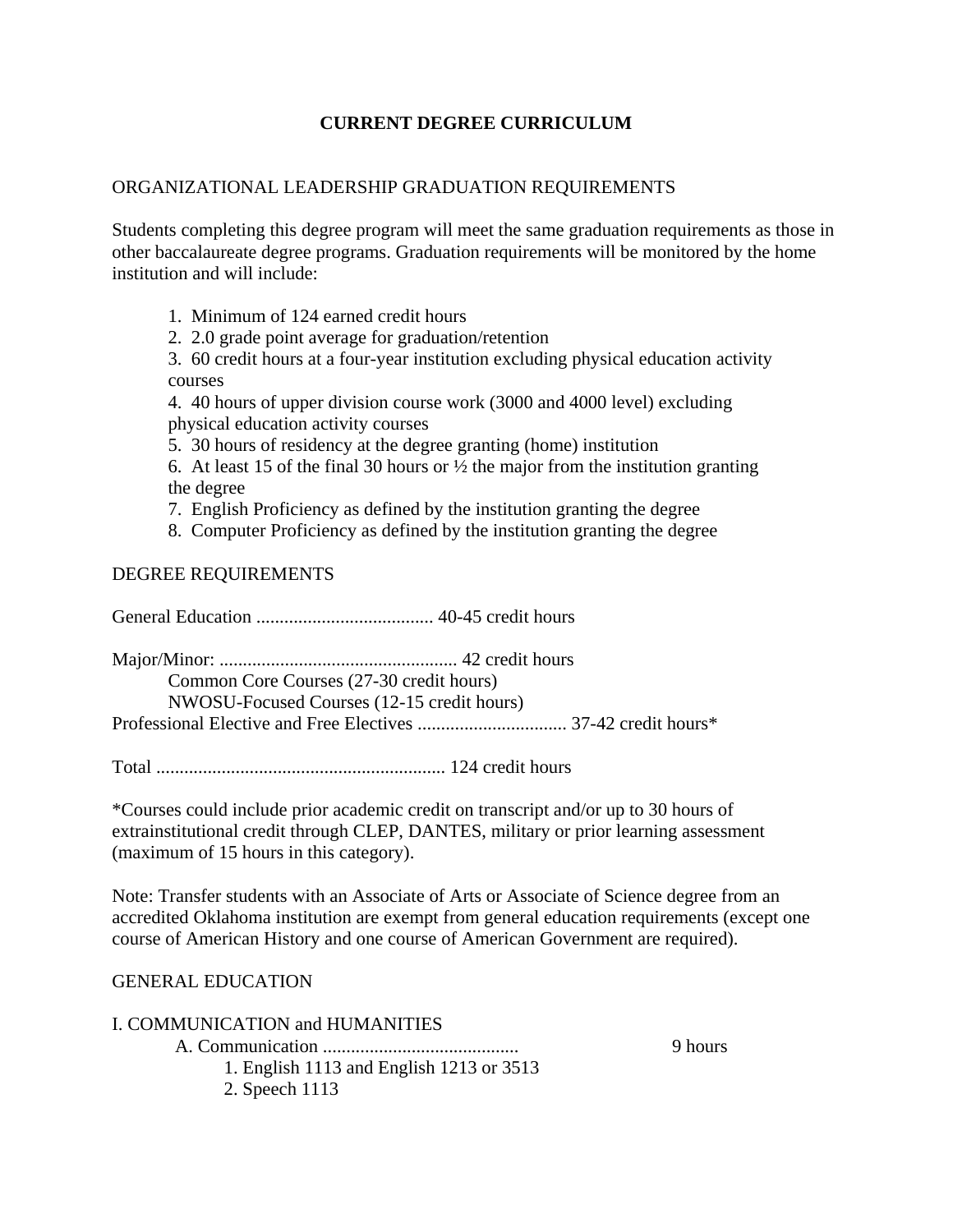# CURRENT DEGREE CURRICULUM

## ORGANIZATIONAL LEADERSHIP GRADUATION REQUIREMENTS

Students completing this degree program will meet the same graduation requirements as those in other baccalaureate degree programs. Graduation requirements will be monitored by the home institution and will include:

1. Minimum of 124 earned credit hours
2. 2.0 grade point average for graduation/retention
3. 60 credit hours at a four-year institution excluding physical education activity courses
4. 40 hours of upper division course work (3000 and 4000 level) excluding physical education activity courses
5. 30 hours of residency at the degree granting (home) institution
6. At least 15 of the final 30 hours or ½ the major from the institution granting the degree
7. English Proficiency as defined by the institution granting the degree
8. Computer Proficiency as defined by the institution granting the degree

## DEGREE REQUIREMENTS

General Education ...................................... 40-45 credit hours

Major/Minor: ................................................... 42 credit hours
- Common Core Courses (27-30 credit hours)
- NWOSU-Focused Courses (12-15 credit hours)

Professional Elective and Free Electives ................................ 37-42 credit hours*

Total ............................................................. 124 credit hours

*Courses could include prior academic credit on transcript and/or up to 30 hours of extrainstitutional credit through CLEP, DANTES, military or prior learning assessment (maximum of 15 hours in this category).

Note: Transfer students with an Associate of Arts or Associate of Science degree from an accredited Oklahoma institution are exempt from general education requirements (except one course of American History and one course of American Government are required).

## GENERAL EDUCATION

I. COMMUNICATION and HUMANITIES
- A. Communication .......................................... 9 hours
  1. English 1113 and English 1213 or 3513
  2. Speech 1113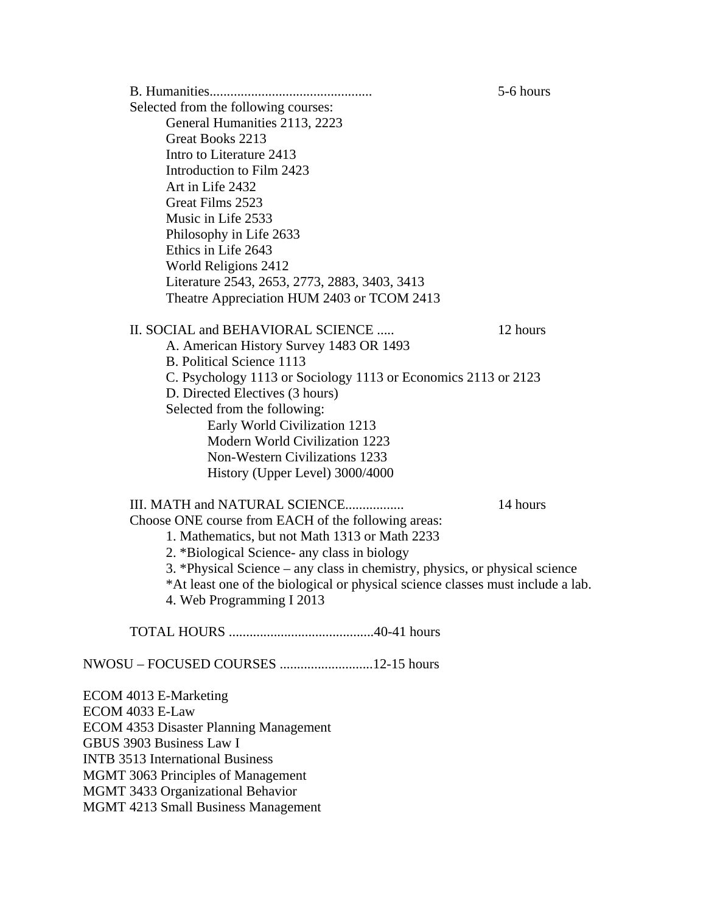B. Humanities.............................................. 5-6 hours

Selected from the following courses:

- General Humanities 2113, 2223
- Great Books 2213
- Intro to Literature 2413
- Introduction to Film 2423
- Art in Life 2432
- Great Films 2523
- Music in Life 2533
- Philosophy in Life 2633
- Ethics in Life 2643
- World Religions 2412
- Literature 2543, 2653, 2773, 2883, 3403, 3413
- Theatre Appreciation HUM 2403 or TCOM 2413

II. SOCIAL and BEHAVIORAL SCIENCE ..... 12 hours

- A. American History Survey 1483 OR 1493
- B. Political Science 1113
- C. Psychology 1113 or Sociology 1113 or Economics 2113 or 2123
- D. Directed Electives (3 hours)

  Selected from the following:
  - Early World Civilization 1213
  - Modern World Civilization 1223
  - Non-Western Civilizations 1233
  - History (Upper Level) 3000/4000

III. MATH and NATURAL SCIENCE................. 14 hours

Choose ONE course from EACH of the following areas:

1. Mathematics, but not Math 1313 or Math 2233
2. *Biological Science- any class in biology
3. *Physical Science – any class in chemistry, physics, or physical science

   *At least one of the biological or physical science classes must include a lab.
4. Web Programming I 2013

TOTAL HOURS ..........................................40-41 hours

NWOSU – FOCUSED COURSES ...........................12-15 hours

- ECOM 4013 E-Marketing
- ECOM 4033 E-Law
- ECOM 4353 Disaster Planning Management
- GBUS 3903 Business Law I
- INTB 3513 International Business
- MGMT 3063 Principles of Management
- MGMT 3433 Organizational Behavior
- MGMT 4213 Small Business Management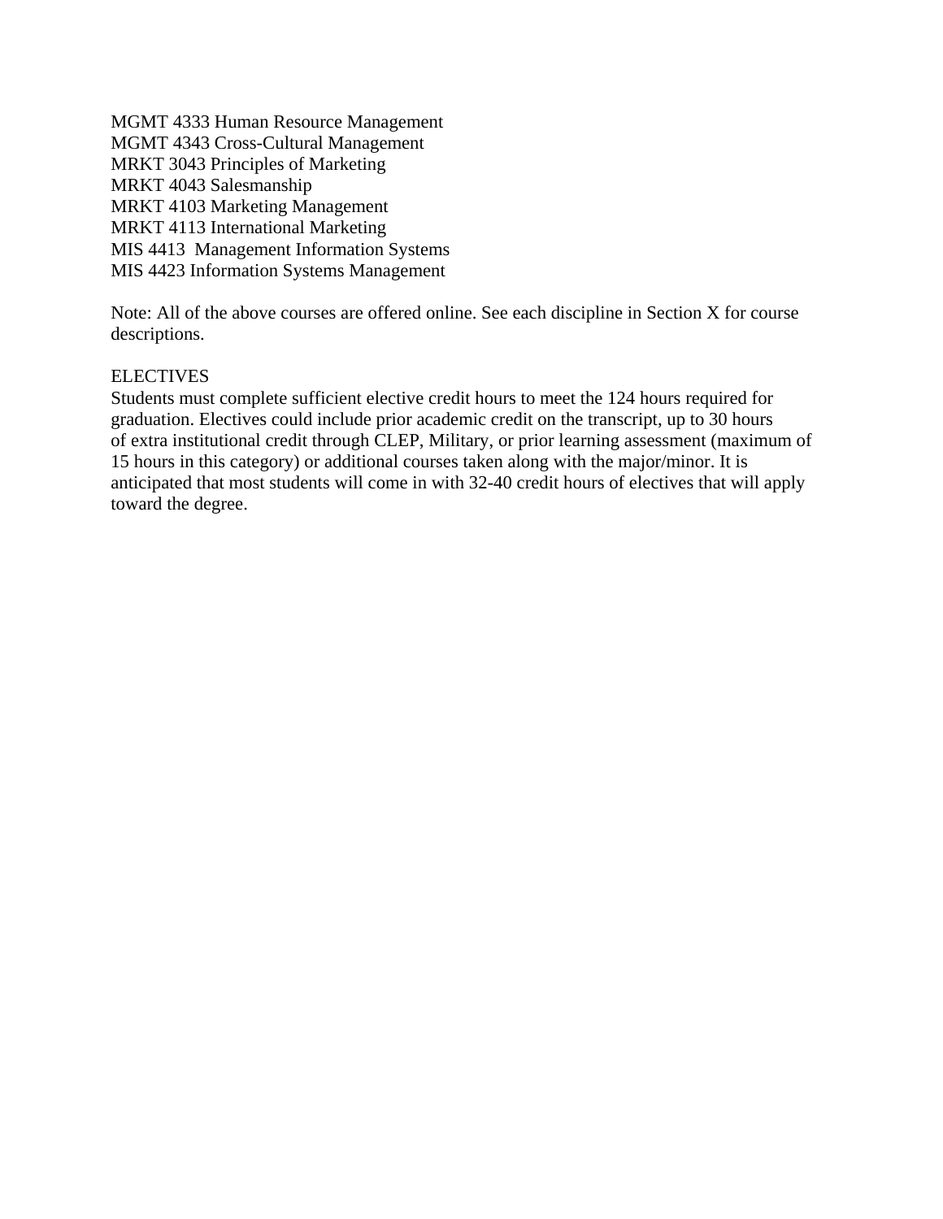MGMT 4333 Human Resource Management
MGMT 4343 Cross-Cultural Management
MRKT 3043 Principles of Marketing
MRKT 4043 Salesmanship
MRKT 4103 Marketing Management
MRKT 4113 International Marketing
MIS 4413 Management Information Systems
MIS 4423 Information Systems Management

Note: All of the above courses are offered online. See each discipline in Section X for course descriptions.

ELECTIVES

Students must complete sufficient elective credit hours to meet the 124 hours required for graduation. Electives could include prior academic credit on the transcript, up to 30 hours of extra institutional credit through CLEP, Military, or prior learning assessment (maximum of 15 hours in this category) or additional courses taken along with the major/minor. It is anticipated that most students will come in with 32-40 credit hours of electives that will apply toward the degree.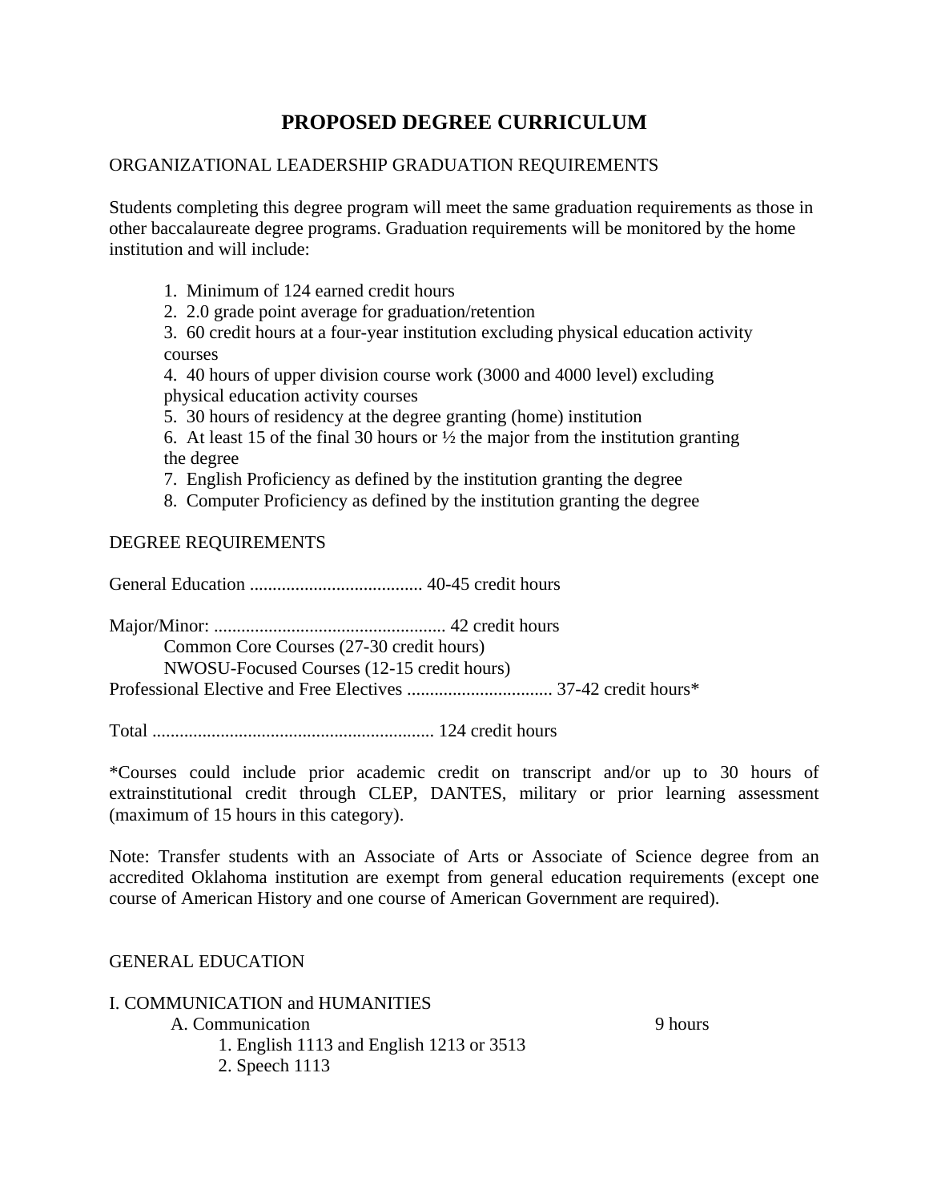# PROPOSED DEGREE CURRICULUM

ORGANIZATIONAL LEADERSHIP GRADUATION REQUIREMENTS

Students completing this degree program will meet the same graduation requirements as those in other baccalaureate degree programs. Graduation requirements will be monitored by the home institution and will include:

1. Minimum of 124 earned credit hours
2. 2.0 grade point average for graduation/retention
3. 60 credit hours at a four-year institution excluding physical education activity courses
4. 40 hours of upper division course work (3000 and 4000 level) excluding physical education activity courses
5. 30 hours of residency at the degree granting (home) institution
6. At least 15 of the final 30 hours or ½ the major from the institution granting the degree
7. English Proficiency as defined by the institution granting the degree
8. Computer Proficiency as defined by the institution granting the degree

DEGREE REQUIREMENTS

General Education ...................................... 40-45 credit hours

Major/Minor: ................................................... 42 credit hours
- Common Core Courses (27-30 credit hours)
- NWOSU-Focused Courses (12-15 credit hours)

Professional Elective and Free Electives ................................ 37-42 credit hours*

Total ............................................................. 124 credit hours

*Courses could include prior academic credit on transcript and/or up to 30 hours of extrainstitutional credit through CLEP, DANTES, military or prior learning assessment (maximum of 15 hours in this category).

Note: Transfer students with an Associate of Arts or Associate of Science degree from an accredited Oklahoma institution are exempt from general education requirements (except one course of American History and one course of American Government are required).

GENERAL EDUCATION

I. COMMUNICATION and HUMANITIES
- A. Communication — 9 hours
  1. English 1113 and English 1213 or 3513
  2. Speech 1113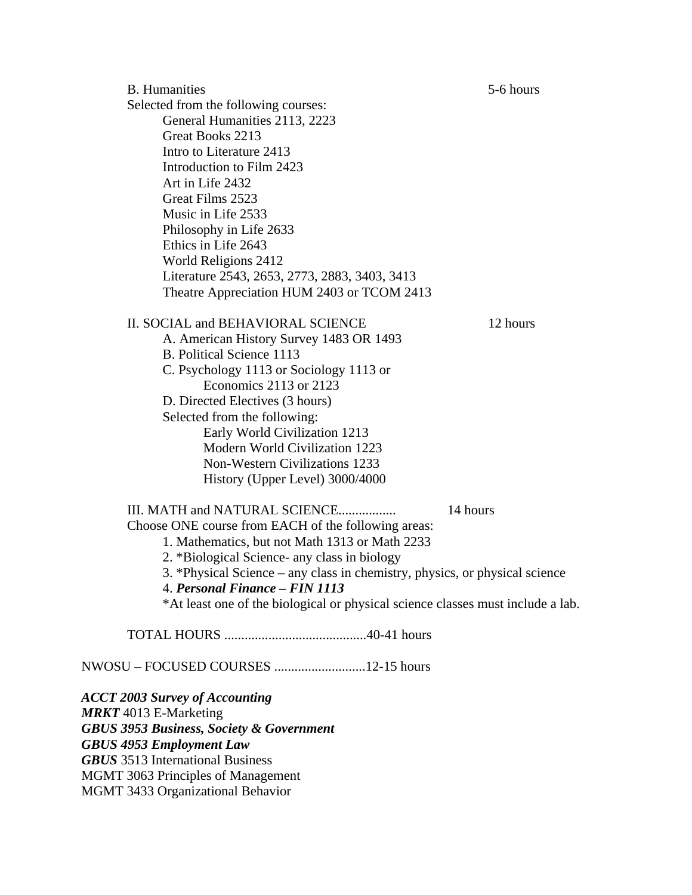B. Humanities 5-6 hours

Selected from the following courses:

- General Humanities 2113, 2223
- Great Books 2213
- Intro to Literature 2413
- Introduction to Film 2423
- Art in Life 2432
- Great Films 2523
- Music in Life 2533
- Philosophy in Life 2633
- Ethics in Life 2643
- World Religions 2412
- Literature 2543, 2653, 2773, 2883, 3403, 3413
- Theatre Appreciation HUM 2403 or TCOM 2413

II. SOCIAL and BEHAVIORAL SCIENCE 12 hours

- A. American History Survey 1483 OR 1493
- B. Political Science 1113
- C. Psychology 1113 or Sociology 1113 or
  Economics 2113 or 2123
- D. Directed Electives (3 hours)

  Selected from the following:
  - Early World Civilization 1213
  - Modern World Civilization 1223
  - Non-Western Civilizations 1233
  - History (Upper Level) 3000/4000

III. MATH and NATURAL SCIENCE................. 14 hours

Choose ONE course from EACH of the following areas:

1. Mathematics, but not Math 1313 or Math 2233
2. *Biological Science- any class in biology
3. *Physical Science – any class in chemistry, physics, or physical science
4. ***Personal Finance – FIN 1113***

*At least one of the biological or physical science classes must include a lab.

TOTAL HOURS ..........................................40-41 hours

NWOSU – FOCUSED COURSES ...........................12-15 hours

***ACCT 2003 Survey of Accounting***

***MRKT*** 4013 E-Marketing

***GBUS 3953 Business, Society & Government***

***GBUS 4953 Employment Law***

***GBUS*** 3513 International Business

MGMT 3063 Principles of Management

MGMT 3433 Organizational Behavior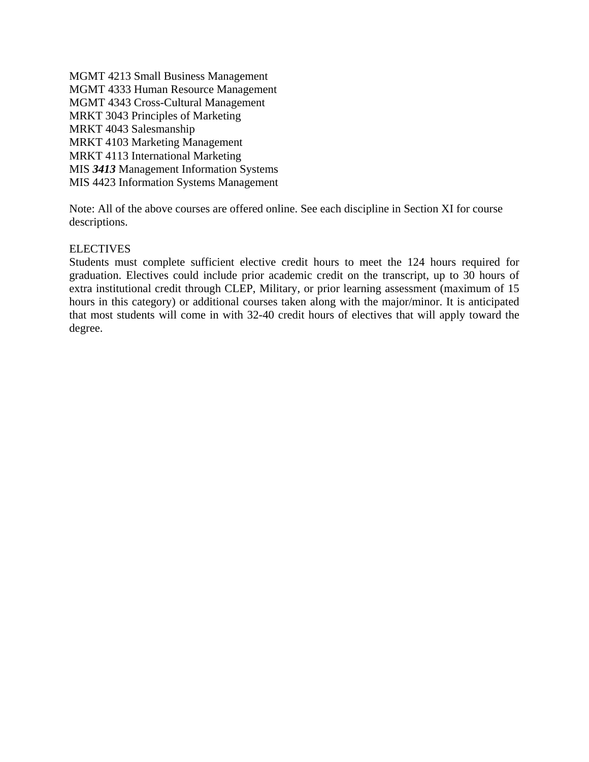MGMT 4213 Small Business Management
MGMT 4333 Human Resource Management
MGMT 4343 Cross-Cultural Management
MRKT 3043 Principles of Marketing
MRKT 4043 Salesmanship
MRKT 4103 Marketing Management
MRKT 4113 International Marketing
MIS ***3413*** Management Information Systems
MIS 4423 Information Systems Management

Note: All of the above courses are offered online. See each discipline in Section XI for course descriptions.

ELECTIVES

Students must complete sufficient elective credit hours to meet the 124 hours required for graduation. Electives could include prior academic credit on the transcript, up to 30 hours of extra institutional credit through CLEP, Military, or prior learning assessment (maximum of 15 hours in this category) or additional courses taken along with the major/minor. It is anticipated that most students will come in with 32-40 credit hours of electives that will apply toward the degree.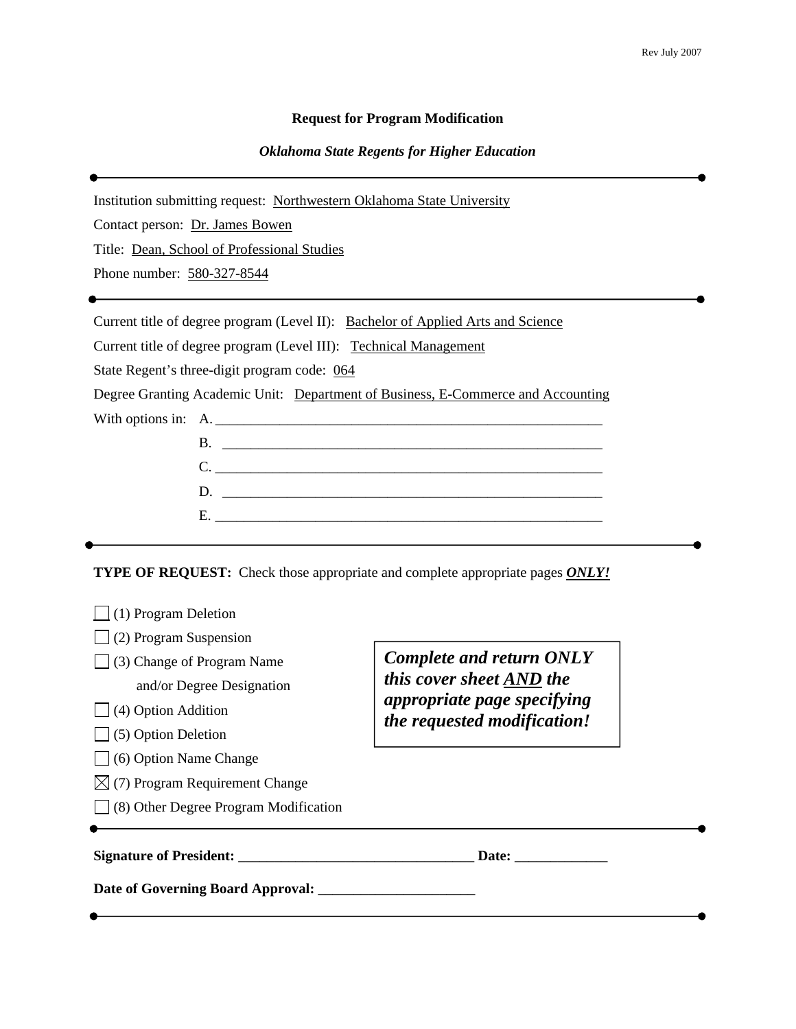**Request for Program Modification**

***Oklahoma State Regents for Higher Education***

---

Institution submitting request: Northwestern Oklahoma State University

Contact person: Dr. James Bowen

Title: Dean, School of Professional Studies

Phone number: 580-327-8544

---

Current title of degree program (Level II): Bachelor of Applied Arts and Science

Current title of degree program (Level III): Technical Management

State Regent's three-digit program code: 064

Degree Granting Academic Unit: Department of Business, E-Commerce and Accounting

With options in:
A. ______________________________
B. ______________________________
C. ______________________________
D. ______________________________
E. ______________________________

---

**TYPE OF REQUEST:** Check those appropriate and complete appropriate pages ***ONLY!***

- ☐ (1) Program Deletion
- ☐ (2) Program Suspension
- ☐ (3) Change of Program Name and/or Degree Designation
- ☐ (4) Option Addition
- ☐ (5) Option Deletion
- ☐ (6) Option Name Change
- ☒ (7) Program Requirement Change
- ☐ (8) Other Degree Program Modification

***Complete and return ONLY this cover sheet AND the appropriate page specifying the requested modification!***

---

**Signature of President:** ______________________________ **Date:** _____________

**Date of Governing Board Approval:** ______________________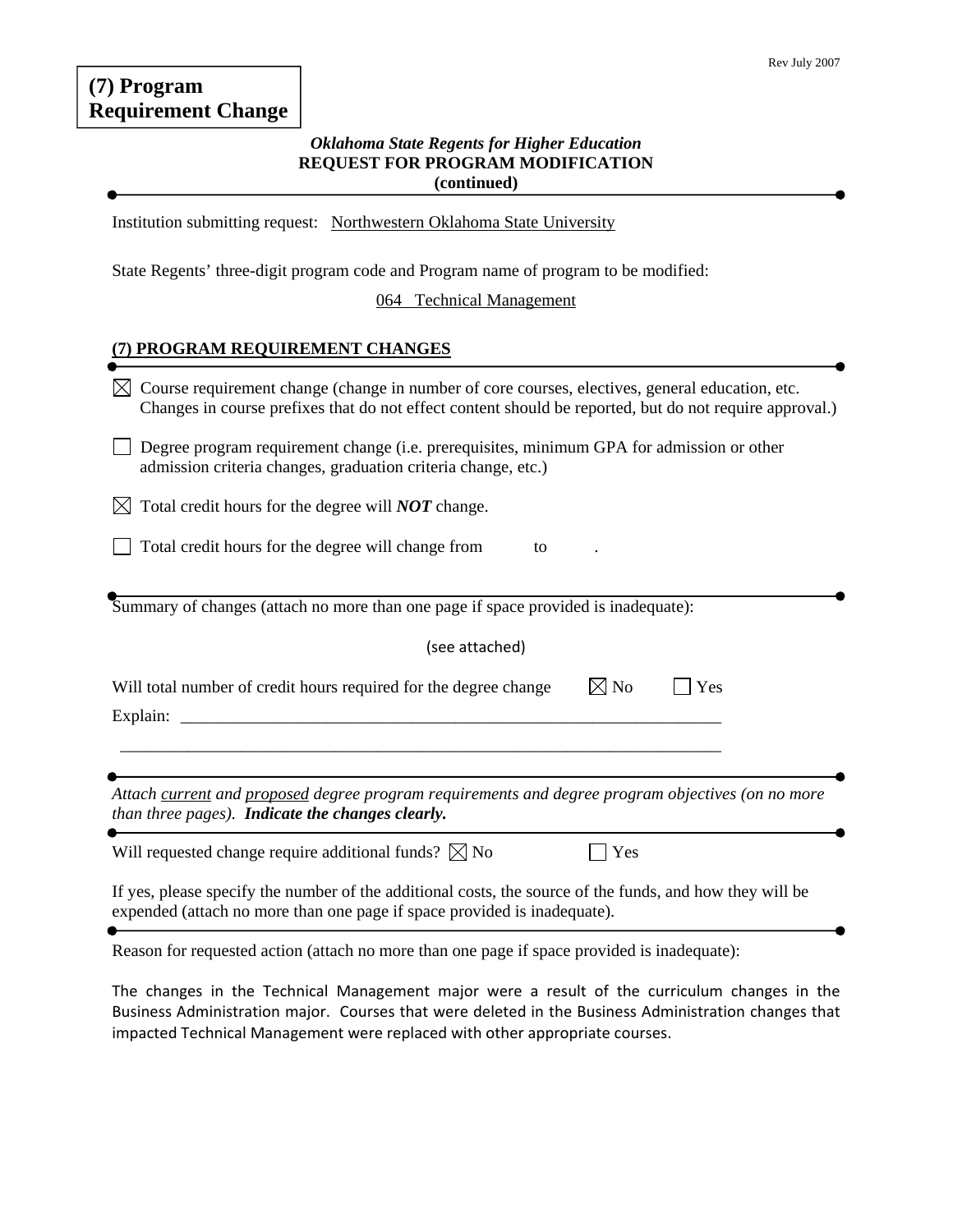**(7) Program Requirement Change**

Rev July 2007

*Oklahoma State Regents for Higher Education*
**REQUEST FOR PROGRAM MODIFICATION**
**(continued)**

Institution submitting request: Northwestern Oklahoma State University

State Regents' three-digit program code and Program name of program to be modified:

064 Technical Management

## (7) PROGRAM REQUIREMENT CHANGES

☒ Course requirement change (change in number of core courses, electives, general education, etc. Changes in course prefixes that do not effect content should be reported, but do not require approval.)

☐ Degree program requirement change (i.e. prerequisites, minimum GPA for admission or other admission criteria changes, graduation criteria change, etc.)

☒ Total credit hours for the degree will ***NOT*** change.

☐ Total credit hours for the degree will change from ______ to ______.

Summary of changes (attach no more than one page if space provided is inadequate):

(see attached)

Will total number of credit hours required for the degree change ☒ No ☐ Yes

Explain: ______________________________________________________________

______________________________________________________________________

*Attach current and proposed degree program requirements and degree program objectives (on no more than three pages).* ***Indicate the changes clearly.***

Will requested change require additional funds? ☒ No ☐ Yes

If yes, please specify the number of the additional costs, the source of the funds, and how they will be expended (attach no more than one page if space provided is inadequate).

Reason for requested action (attach no more than one page if space provided is inadequate):

The changes in the Technical Management major were a result of the curriculum changes in the Business Administration major. Courses that were deleted in the Business Administration changes that impacted Technical Management were replaced with other appropriate courses.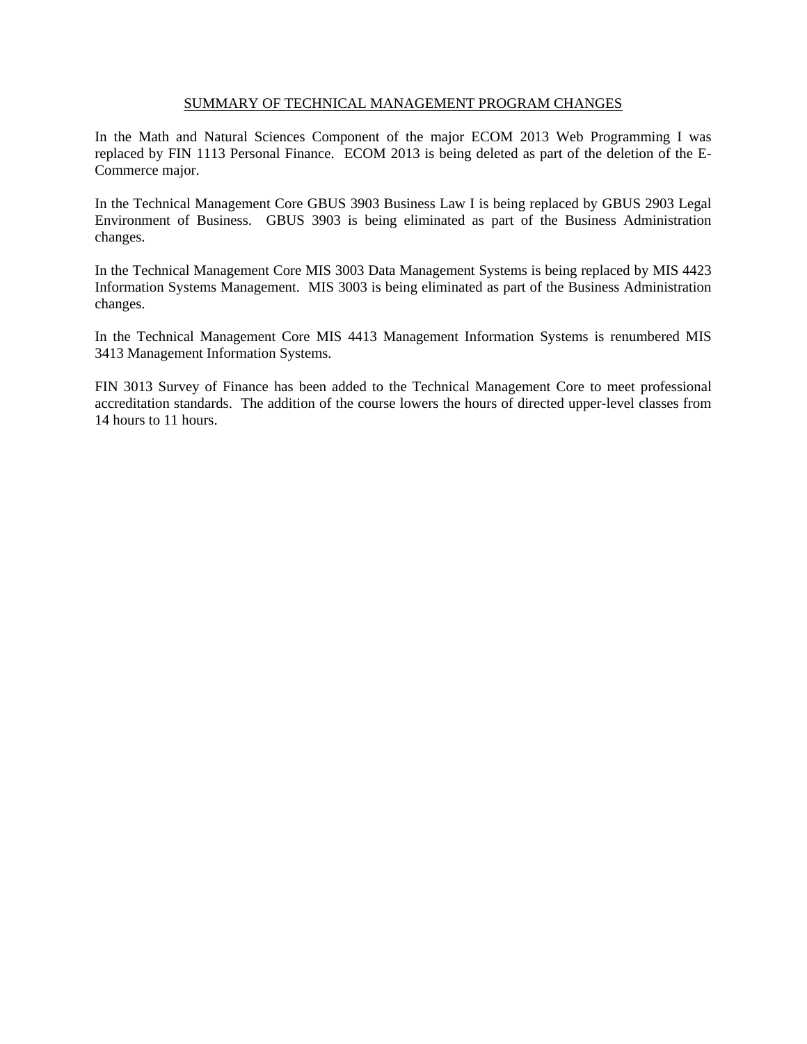## SUMMARY OF TECHNICAL MANAGEMENT PROGRAM CHANGES

In the Math and Natural Sciences Component of the major ECOM 2013 Web Programming I was replaced by FIN 1113 Personal Finance. ECOM 2013 is being deleted as part of the deletion of the E-Commerce major.

In the Technical Management Core GBUS 3903 Business Law I is being replaced by GBUS 2903 Legal Environment of Business. GBUS 3903 is being eliminated as part of the Business Administration changes.

In the Technical Management Core MIS 3003 Data Management Systems is being replaced by MIS 4423 Information Systems Management. MIS 3003 is being eliminated as part of the Business Administration changes.

In the Technical Management Core MIS 4413 Management Information Systems is renumbered MIS 3413 Management Information Systems.

FIN 3013 Survey of Finance has been added to the Technical Management Core to meet professional accreditation standards. The addition of the course lowers the hours of directed upper-level classes from 14 hours to 11 hours.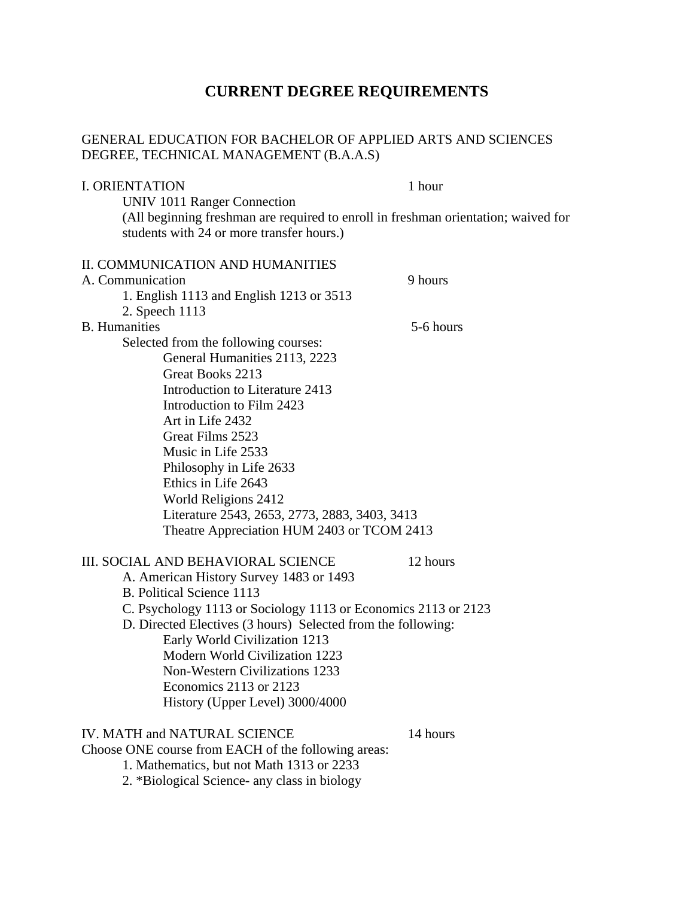# CURRENT DEGREE REQUIREMENTS

GENERAL EDUCATION FOR BACHELOR OF APPLIED ARTS AND SCIENCES DEGREE, TECHNICAL MANAGEMENT (B.A.A.S)

I. ORIENTATION — 1 hour

UNIV 1011 Ranger Connection
(All beginning freshman are required to enroll in freshman orientation; waived for students with 24 or more transfer hours.)

II. COMMUNICATION AND HUMANITIES

A. Communication — 9 hours

1. English 1113 and English 1213 or 3513
2. Speech 1113

B. Humanities — 5-6 hours

Selected from the following courses:

- General Humanities 2113, 2223
- Great Books 2213
- Introduction to Literature 2413
- Introduction to Film 2423
- Art in Life 2432
- Great Films 2523
- Music in Life 2533
- Philosophy in Life 2633
- Ethics in Life 2643
- World Religions 2412
- Literature 2543, 2653, 2773, 2883, 3403, 3413
- Theatre Appreciation HUM 2403 or TCOM 2413

III. SOCIAL AND BEHAVIORAL SCIENCE — 12 hours

A. American History Survey 1483 or 1493
B. Political Science 1113
C. Psychology 1113 or Sociology 1113 or Economics 2113 or 2123
D. Directed Electives (3 hours) Selected from the following:

- Early World Civilization 1213
- Modern World Civilization 1223
- Non-Western Civilizations 1233
- Economics 2113 or 2123
- History (Upper Level) 3000/4000

IV. MATH and NATURAL SCIENCE — 14 hours

Choose ONE course from EACH of the following areas:

1. Mathematics, but not Math 1313 or 2233
2. *Biological Science- any class in biology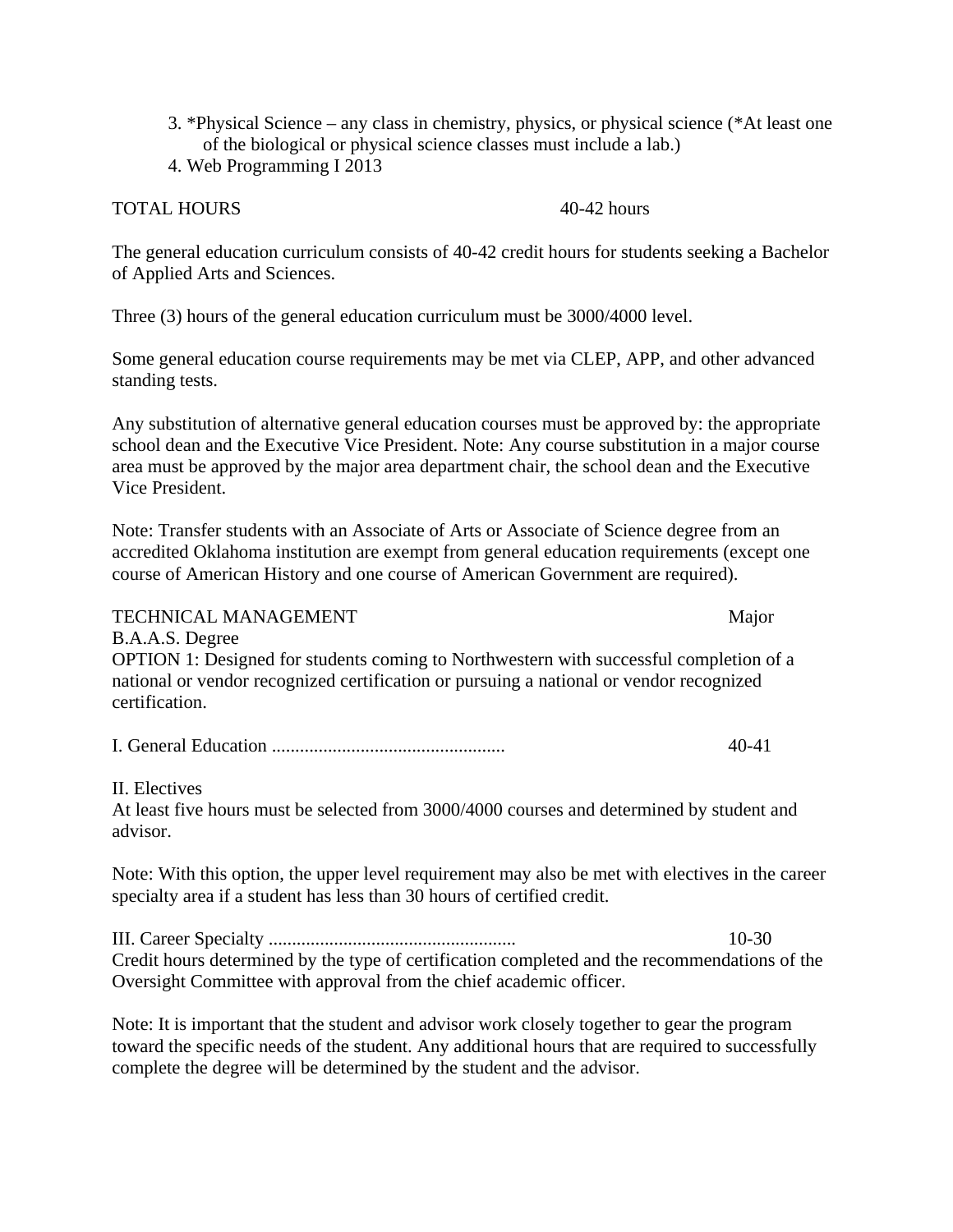3. *Physical Science – any class in chemistry, physics, or physical science (*At least one of the biological or physical science classes must include a lab.)
4. Web Programming I 2013

TOTAL HOURS 40-42 hours

The general education curriculum consists of 40-42 credit hours for students seeking a Bachelor of Applied Arts and Sciences.

Three (3) hours of the general education curriculum must be 3000/4000 level.

Some general education course requirements may be met via CLEP, APP, and other advanced standing tests.

Any substitution of alternative general education courses must be approved by: the appropriate school dean and the Executive Vice President. Note: Any course substitution in a major course area must be approved by the major area department chair, the school dean and the Executive Vice President.

Note: Transfer students with an Associate of Arts or Associate of Science degree from an accredited Oklahoma institution are exempt from general education requirements (except one course of American History and one course of American Government are required).

TECHNICAL MANAGEMENT Major
B.A.A.S. Degree
OPTION 1: Designed for students coming to Northwestern with successful completion of a national or vendor recognized certification or pursuing a national or vendor recognized certification.

I. General Education .................................................. 40-41

II. Electives
At least five hours must be selected from 3000/4000 courses and determined by student and advisor.

Note: With this option, the upper level requirement may also be met with electives in the career specialty area if a student has less than 30 hours of certified credit.

III. Career Specialty ..................................................... 10-30
Credit hours determined by the type of certification completed and the recommendations of the Oversight Committee with approval from the chief academic officer.

Note: It is important that the student and advisor work closely together to gear the program toward the specific needs of the student. Any additional hours that are required to successfully complete the degree will be determined by the student and the advisor.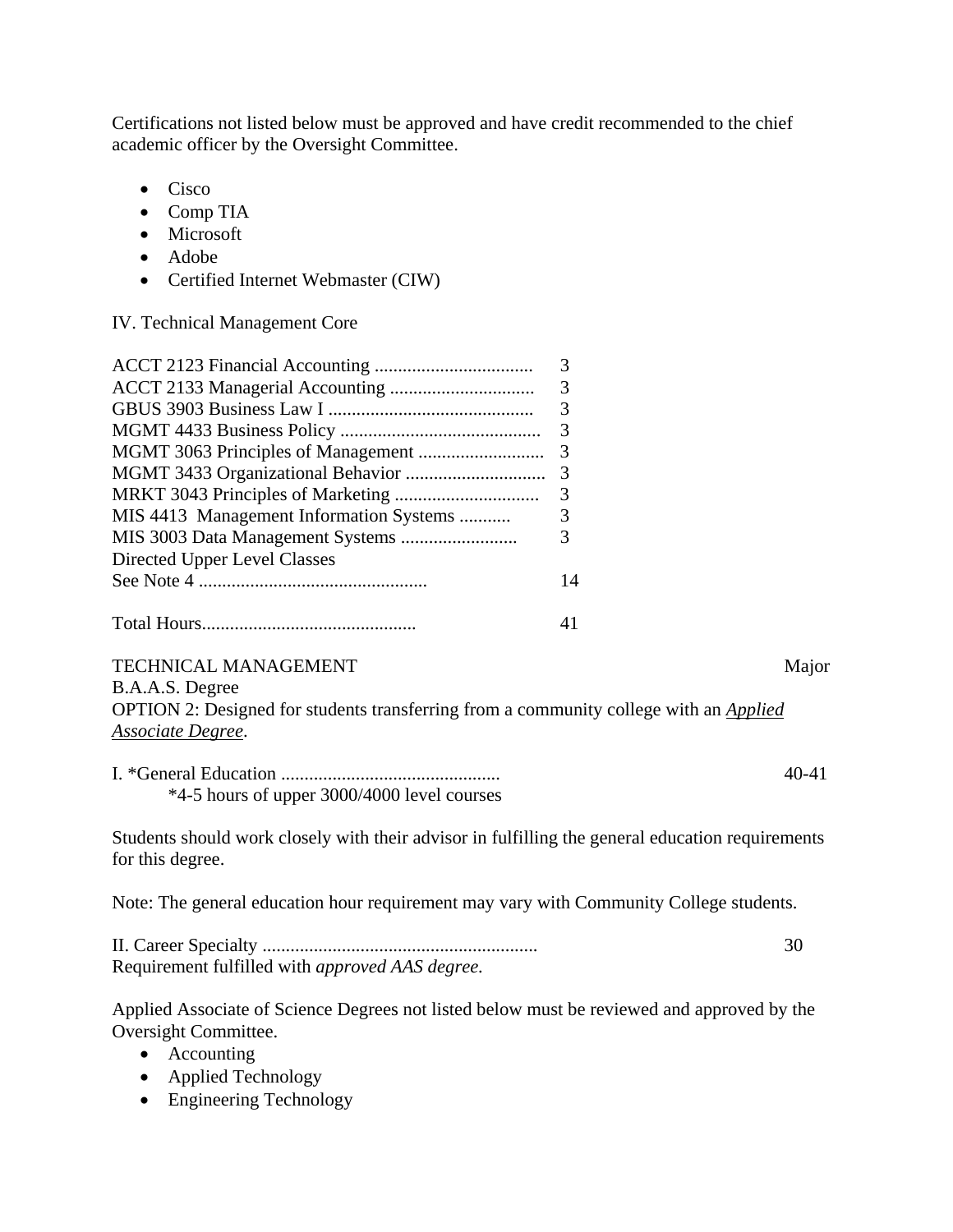Certifications not listed below must be approved and have credit recommended to the chief academic officer by the Oversight Committee.

- Cisco
- Comp TIA
- Microsoft
- Adobe
- Certified Internet Webmaster (CIW)

IV. Technical Management Core

| Course | Hours |
|---|---|
| ACCT 2123 Financial Accounting .................................. | 3 |
| ACCT 2133 Managerial Accounting ............................... | 3 |
| GBUS 3903 Business Law I ............................................ | 3 |
| MGMT 4433 Business Policy ........................................... | 3 |
| MGMT 3063 Principles of Management ........................... | 3 |
| MGMT 3433 Organizational Behavior .............................. | 3 |
| MRKT 3043 Principles of Marketing ............................... | 3 |
| MIS 4413 Management Information Systems ........... | 3 |
| MIS 3003 Data Management Systems ......................... | 3 |
| Directed Upper Level Classes<br>See Note 4 ................................................. | 14 |
| Total Hours.............................................. | 41 |

TECHNICAL MANAGEMENT Major
B.A.A.S. Degree
OPTION 2: Designed for students transferring from a community college with an ***Applied Associate Degree***.

I. *General Education ............................................... 40-41
*4-5 hours of upper 3000/4000 level courses

Students should work closely with their advisor in fulfilling the general education requirements for this degree.

Note: The general education hour requirement may vary with Community College students.

II. Career Specialty ........................................................... 30
Requirement fulfilled with *approved AAS degree.*

Applied Associate of Science Degrees not listed below must be reviewed and approved by the Oversight Committee.

- Accounting
- Applied Technology
- Engineering Technology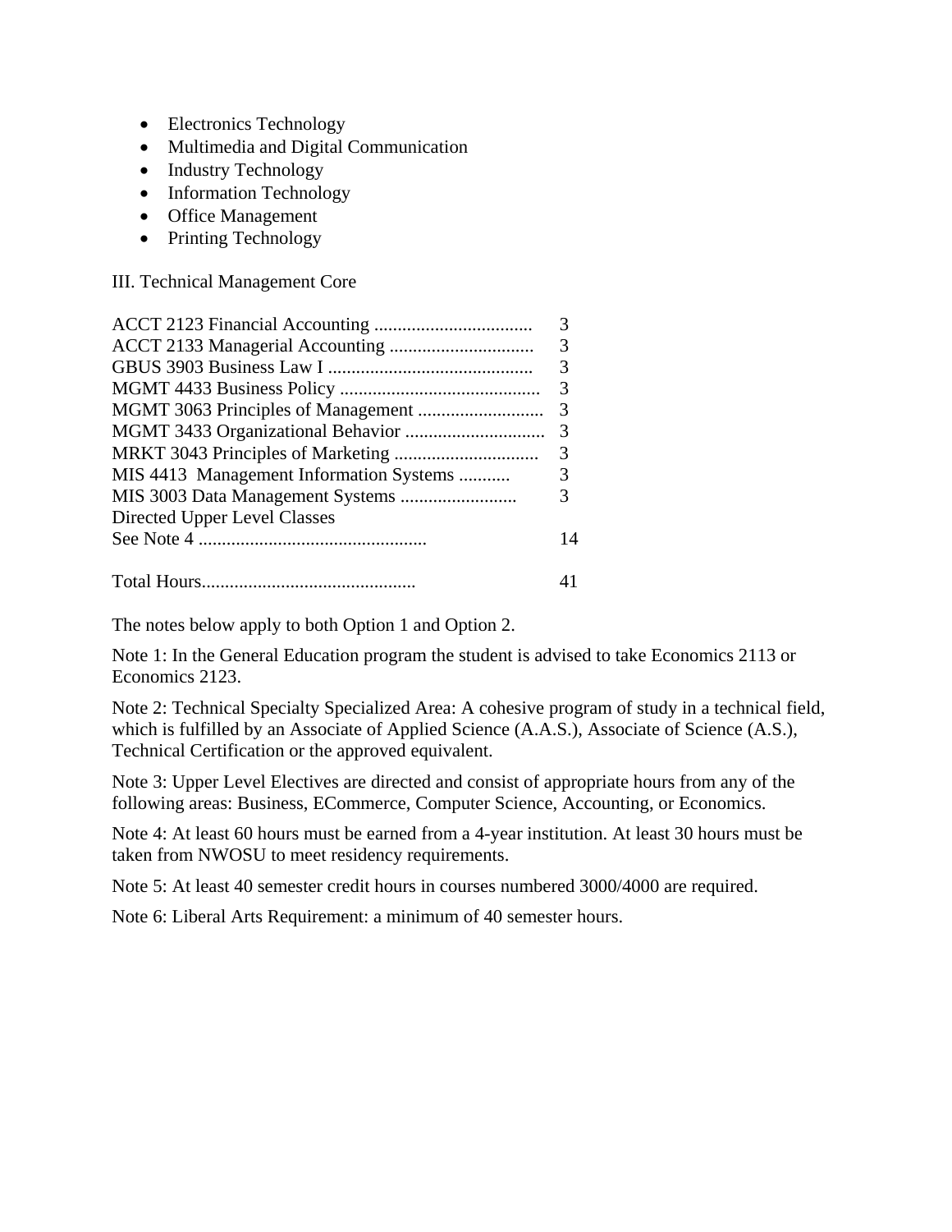- Electronics Technology
- Multimedia and Digital Communication
- Industry Technology
- Information Technology
- Office Management
- Printing Technology

III. Technical Management Core

| Course | Hours |
|---|---|
| ACCT 2123 Financial Accounting .................................. | 3 |
| ACCT 2133 Managerial Accounting ............................... | 3 |
| GBUS 3903 Business Law I ............................................ | 3 |
| MGMT 4433 Business Policy ........................................... | 3 |
| MGMT 3063 Principles of Management ........................... | 3 |
| MGMT 3433 Organizational Behavior .............................. | 3 |
| MRKT 3043 Principles of Marketing ............................... | 3 |
| MIS 4413 Management Information Systems ........... | 3 |
| MIS 3003 Data Management Systems ......................... | 3 |
| Directed Upper Level Classes See Note 4 ................................................. | 14 |
| Total Hours.............................................. | 41 |

The notes below apply to both Option 1 and Option 2.

Note 1: In the General Education program the student is advised to take Economics 2113 or Economics 2123.

Note 2: Technical Specialty Specialized Area: A cohesive program of study in a technical field, which is fulfilled by an Associate of Applied Science (A.A.S.), Associate of Science (A.S.), Technical Certification or the approved equivalent.

Note 3: Upper Level Electives are directed and consist of appropriate hours from any of the following areas: Business, ECommerce, Computer Science, Accounting, or Economics.

Note 4: At least 60 hours must be earned from a 4-year institution. At least 30 hours must be taken from NWOSU to meet residency requirements.

Note 5: At least 40 semester credit hours in courses numbered 3000/4000 are required.

Note 6: Liberal Arts Requirement: a minimum of 40 semester hours.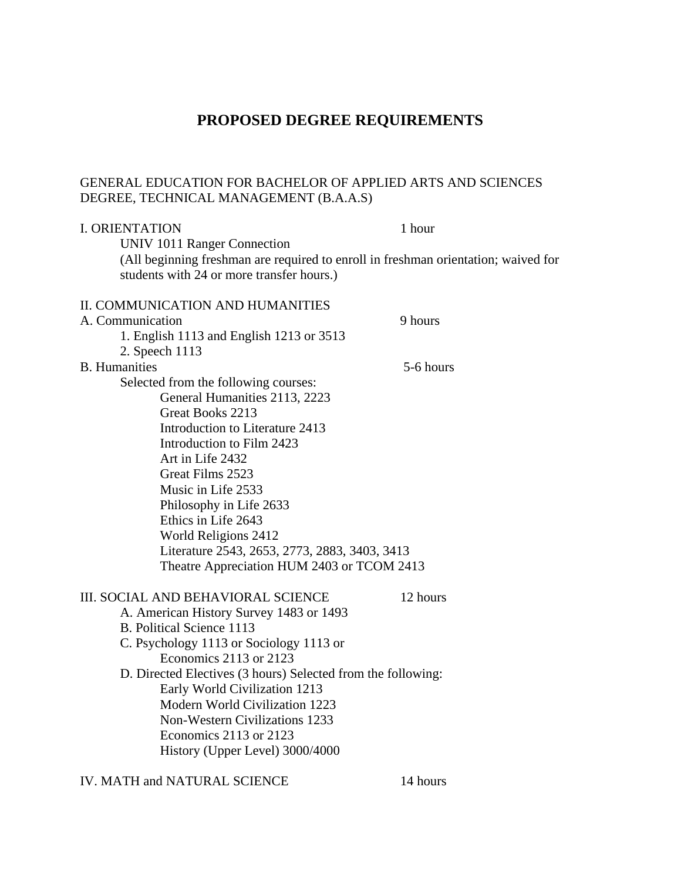# PROPOSED DEGREE REQUIREMENTS

GENERAL EDUCATION FOR BACHELOR OF APPLIED ARTS AND SCIENCES DEGREE, TECHNICAL MANAGEMENT (B.A.A.S)

I. ORIENTATION — 1 hour

UNIV 1011 Ranger Connection

(All beginning freshman are required to enroll in freshman orientation; waived for students with 24 or more transfer hours.)

II. COMMUNICATION AND HUMANITIES

A. Communication — 9 hours

1. English 1113 and English 1213 or 3513
2. Speech 1113

B. Humanities — 5-6 hours

Selected from the following courses:

- General Humanities 2113, 2223
- Great Books 2213
- Introduction to Literature 2413
- Introduction to Film 2423
- Art in Life 2432
- Great Films 2523
- Music in Life 2533
- Philosophy in Life 2633
- Ethics in Life 2643
- World Religions 2412
- Literature 2543, 2653, 2773, 2883, 3403, 3413
- Theatre Appreciation HUM 2403 or TCOM 2413

III. SOCIAL AND BEHAVIORAL SCIENCE — 12 hours

A. American History Survey 1483 or 1493

B. Political Science 1113

C. Psychology 1113 or Sociology 1113 or Economics 2113 or 2123

D. Directed Electives (3 hours) Selected from the following:

- Early World Civilization 1213
- Modern World Civilization 1223
- Non-Western Civilizations 1233
- Economics 2113 or 2123
- History (Upper Level) 3000/4000

IV. MATH and NATURAL SCIENCE — 14 hours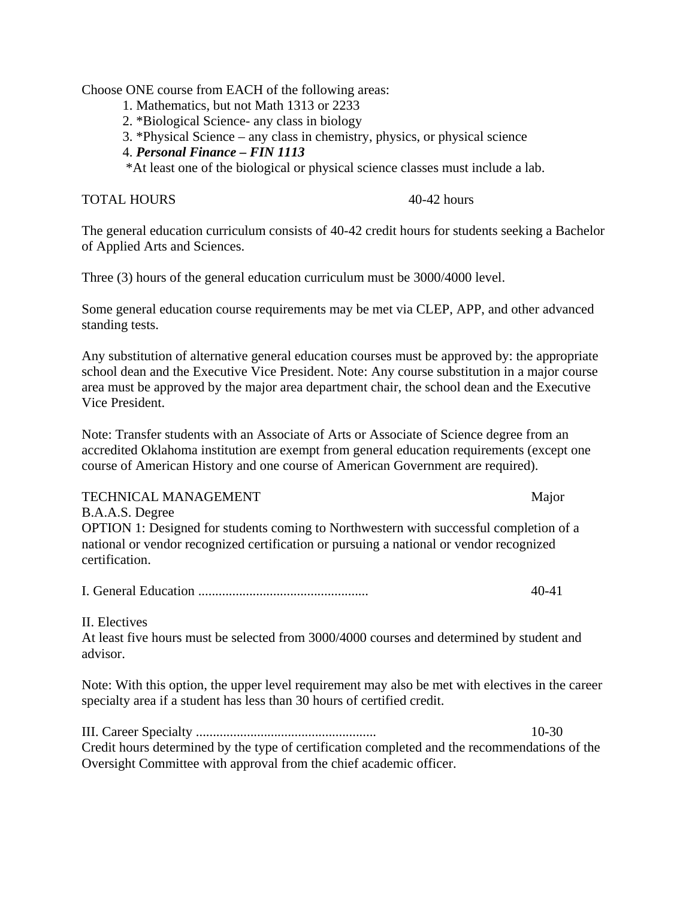Choose ONE course from EACH of the following areas:

1. Mathematics, but not Math 1313 or 2233
2. *Biological Science- any class in biology
3. *Physical Science – any class in chemistry, physics, or physical science
4. ***Personal Finance – FIN 1113***

*At least one of the biological or physical science classes must include a lab.

TOTAL HOURS 40-42 hours

The general education curriculum consists of 40-42 credit hours for students seeking a Bachelor of Applied Arts and Sciences.

Three (3) hours of the general education curriculum must be 3000/4000 level.

Some general education course requirements may be met via CLEP, APP, and other advanced standing tests.

Any substitution of alternative general education courses must be approved by: the appropriate school dean and the Executive Vice President. Note: Any course substitution in a major course area must be approved by the major area department chair, the school dean and the Executive Vice President.

Note: Transfer students with an Associate of Arts or Associate of Science degree from an accredited Oklahoma institution are exempt from general education requirements (except one course of American History and one course of American Government are required).

TECHNICAL MANAGEMENT Major
B.A.A.S. Degree
OPTION 1: Designed for students coming to Northwestern with successful completion of a national or vendor recognized certification or pursuing a national or vendor recognized certification.

I. General Education ................................................. 40-41

II. Electives
At least five hours must be selected from 3000/4000 courses and determined by student and advisor.

Note: With this option, the upper level requirement may also be met with electives in the career specialty area if a student has less than 30 hours of certified credit.

III. Career Specialty .................................................... 10-30
Credit hours determined by the type of certification completed and the recommendations of the Oversight Committee with approval from the chief academic officer.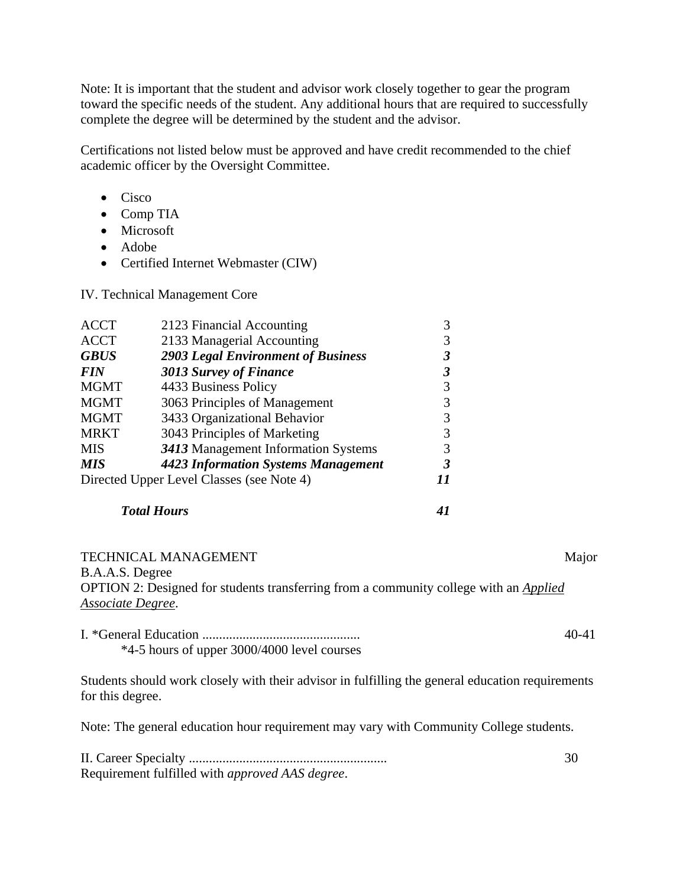Note: It is important that the student and advisor work closely together to gear the program toward the specific needs of the student. Any additional hours that are required to successfully complete the degree will be determined by the student and the advisor.

Certifications not listed below must be approved and have credit recommended to the chief academic officer by the Oversight Committee.

- Cisco
- Comp TIA
- Microsoft
- Adobe
- Certified Internet Webmaster (CIW)

IV. Technical Management Core

| | | |
|---|---|---|
| ACCT | 2123 Financial Accounting | 3 |
| ACCT | 2133 Managerial Accounting | 3 |
| ***GBUS*** | ***2903 Legal Environment of Business*** | ***3*** |
| ***FIN*** | ***3013 Survey of Finance*** | ***3*** |
| MGMT | 4433 Business Policy | 3 |
| MGMT | 3063 Principles of Management | 3 |
| MGMT | 3433 Organizational Behavior | 3 |
| MRKT | 3043 Principles of Marketing | 3 |
| MIS | ***3413*** Management Information Systems | 3 |
| ***MIS*** | ***4423 Information Systems Management*** | ***3*** |
| Directed Upper Level Classes (see Note 4) | | ***11*** |
| | ***Total Hours*** | ***41*** |

TECHNICAL MANAGEMENT Major
B.A.A.S. Degree
OPTION 2: Designed for students transferring from a community college with an *__Applied Associate Degree__*.

I. *General Education ............................................... 40-41
*4-5 hours of upper 3000/4000 level courses

Students should work closely with their advisor in fulfilling the general education requirements for this degree.

Note: The general education hour requirement may vary with Community College students.

II. Career Specialty ........................................................... 30
Requirement fulfilled with *approved AAS degree*.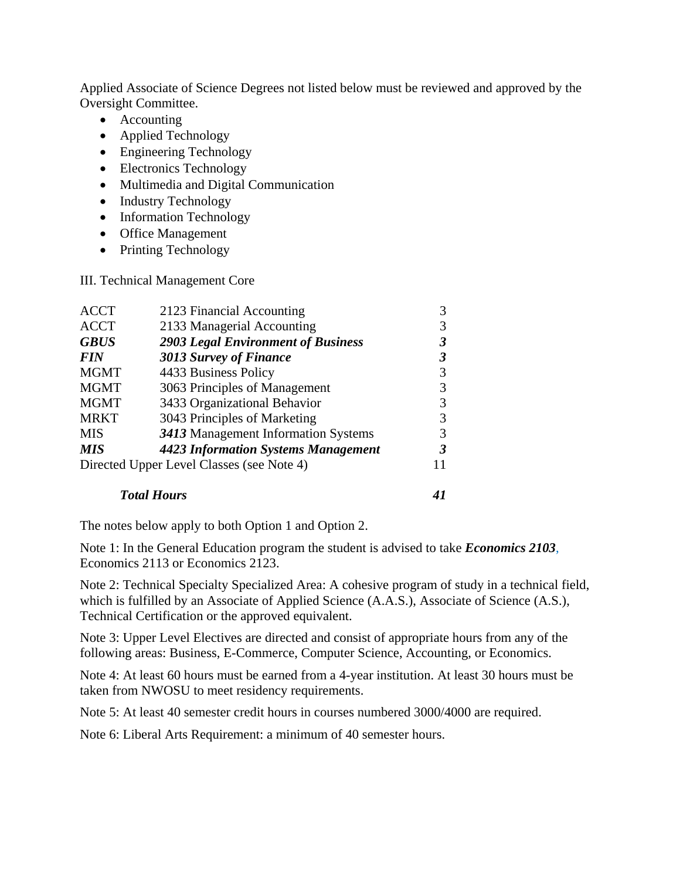Applied Associate of Science Degrees not listed below must be reviewed and approved by the Oversight Committee.

- Accounting
- Applied Technology
- Engineering Technology
- Electronics Technology
- Multimedia and Digital Communication
- Industry Technology
- Information Technology
- Office Management
- Printing Technology

III. Technical Management Core

| | | |
|---|---|---|
| ACCT | 2123 Financial Accounting | 3 |
| ACCT | 2133 Managerial Accounting | 3 |
| ***GBUS*** | ***2903 Legal Environment of Business*** | ***3*** |
| ***FIN*** | ***3013 Survey of Finance*** | ***3*** |
| MGMT | 4433 Business Policy | 3 |
| MGMT | 3063 Principles of Management | 3 |
| MGMT | 3433 Organizational Behavior | 3 |
| MRKT | 3043 Principles of Marketing | 3 |
| MIS | ***3413*** Management Information Systems | 3 |
| ***MIS*** | ***4423 Information Systems Management*** | ***3*** |
| Directed Upper Level Classes (see Note 4) | | 11 |
| ***Total Hours*** | | ***41*** |

The notes below apply to both Option 1 and Option 2.

Note 1: In the General Education program the student is advised to take ***Economics 2103***, Economics 2113 or Economics 2123.

Note 2: Technical Specialty Specialized Area: A cohesive program of study in a technical field, which is fulfilled by an Associate of Applied Science (A.A.S.), Associate of Science (A.S.), Technical Certification or the approved equivalent.

Note 3: Upper Level Electives are directed and consist of appropriate hours from any of the following areas: Business, E-Commerce, Computer Science, Accounting, or Economics.

Note 4: At least 60 hours must be earned from a 4-year institution. At least 30 hours must be taken from NWOSU to meet residency requirements.

Note 5: At least 40 semester credit hours in courses numbered 3000/4000 are required.

Note 6: Liberal Arts Requirement: a minimum of 40 semester hours.